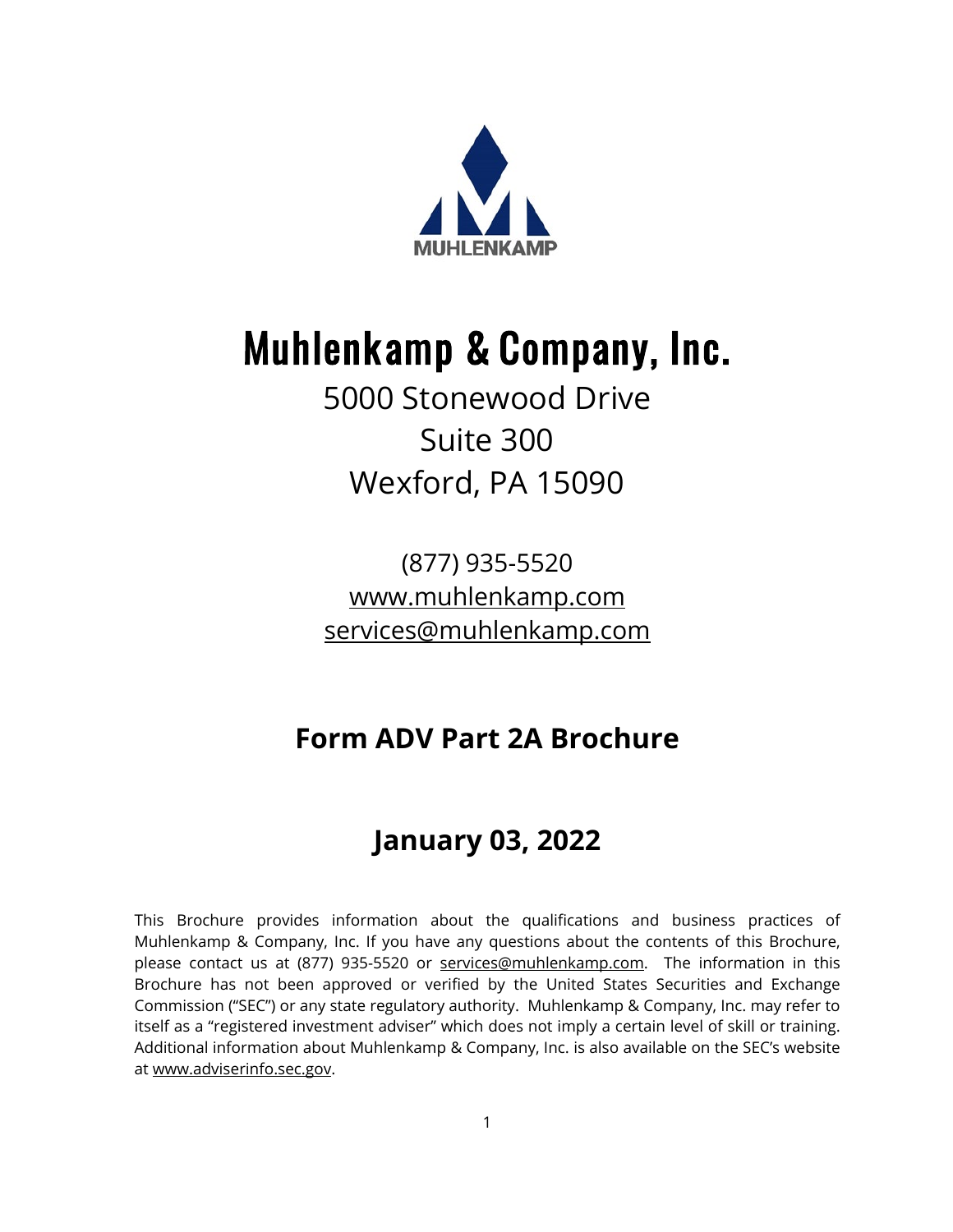MUHLENKAMP

# Muhlenkamp & Company, Inc.

5000 Stonewood Drive

Suite 300

Wexford, PA 15090

(877) 935-5520

www.muhlenkamp.com

services@muhlenkamp.com

## Form ADV Part 2A Brochure

## January 03, 2022

This Brochure provides information about the qualifications and business practices of Muhlenkamp & Company, Inc. If you have any questions about the contents of this Brochure, please contact us at (877) 935-5520 or services@muhlenkamp.com. The information in this Brochure has not been approved or verified by the United States Securities and Exchange Commission ("SEC") or any state regulatory authority. Muhlenkamp & Company, Inc. may refer to itself as a "registered investment adviser" which does not imply a certain level of skill or training. Additional information about Muhlenkamp & Company, Inc. is also available on the SEC's website at www.adviserinfo.sec.gov.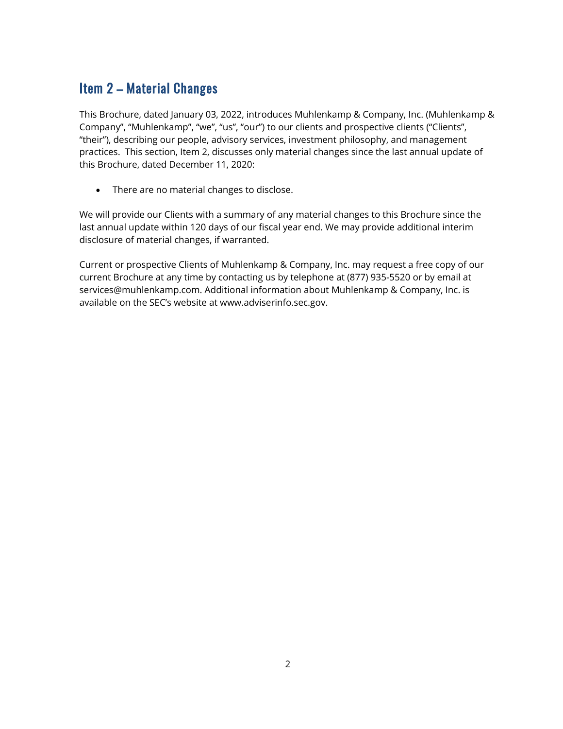## Item 2 – Material Changes

This Brochure, dated January 03, 2022, introduces Muhlenkamp & Company, Inc. (Muhlenkamp & Company", "Muhlenkamp", "we", "us", "our") to our clients and prospective clients ("Clients", "their"), describing our people, advisory services, investment philosophy, and management practices. This section, Item 2, discusses only material changes since the last annual update of this Brochure, dated December 11, 2020:

- There are no material changes to disclose.

We will provide our Clients with a summary of any material changes to this Brochure since the last annual update within 120 days of our fiscal year end. We may provide additional interim disclosure of material changes, if warranted.

Current or prospective Clients of Muhlenkamp & Company, Inc. may request a free copy of our current Brochure at any time by contacting us by telephone at (877) 935-5520 or by email at services@muhlenkamp.com. Additional information about Muhlenkamp & Company, Inc. is available on the SEC's website at www.adviserinfo.sec.gov.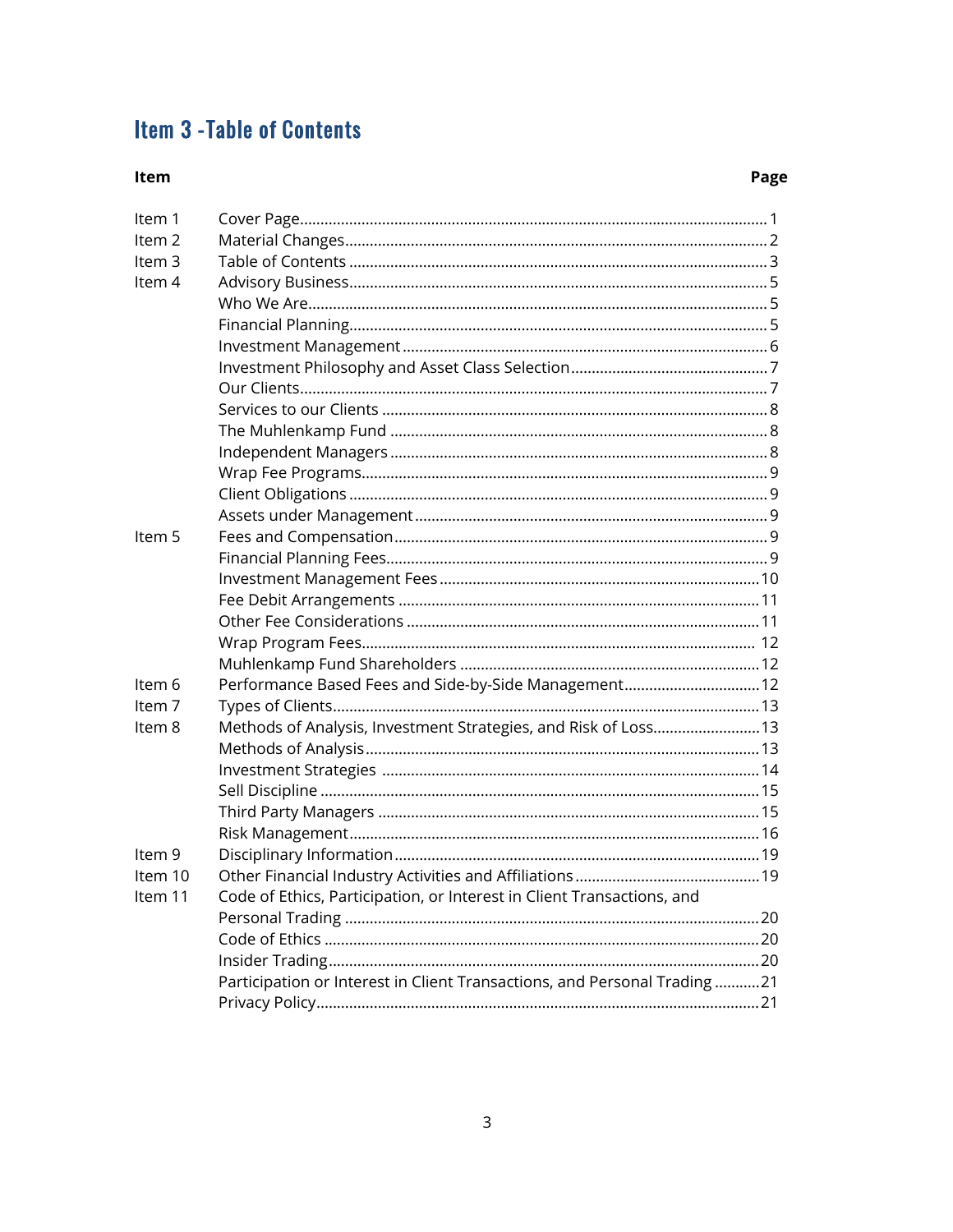# Item 3 -Table of Contents

| Item | | Page |
|---|---|---|
| Item 1 | Cover Page | 1 |
| Item 2 | Material Changes | 2 |
| Item 3 | Table of Contents | 3 |
| Item 4 | Advisory Business | 5 |
| | Who We Are | 5 |
| | Financial Planning | 5 |
| | Investment Management | 6 |
| | Investment Philosophy and Asset Class Selection | 7 |
| | Our Clients | 7 |
| | Services to our Clients | 8 |
| | The Muhlenkamp Fund | 8 |
| | Independent Managers | 8 |
| | Wrap Fee Programs | 9 |
| | Client Obligations | 9 |
| | Assets under Management | 9 |
| Item 5 | Fees and Compensation | 9 |
| | Financial Planning Fees | 9 |
| | Investment Management Fees | 10 |
| | Fee Debit Arrangements | 11 |
| | Other Fee Considerations | 11 |
| | Wrap Program Fees | 12 |
| | Muhlenkamp Fund Shareholders | 12 |
| Item 6 | Performance Based Fees and Side-by-Side Management | 12 |
| Item 7 | Types of Clients | 13 |
| Item 8 | Methods of Analysis, Investment Strategies, and Risk of Loss | 13 |
| | Methods of Analysis | 13 |
| | Investment Strategies | 14 |
| | Sell Discipline | 15 |
| | Third Party Managers | 15 |
| | Risk Management | 16 |
| Item 9 | Disciplinary Information | 19 |
| Item 10 | Other Financial Industry Activities and Affiliations | 19 |
| Item 11 | Code of Ethics, Participation, or Interest in Client Transactions, and Personal Trading | 20 |
| | Code of Ethics | 20 |
| | Insider Trading | 20 |
| | Participation or Interest in Client Transactions, and Personal Trading | 21 |
| | Privacy Policy | 21 |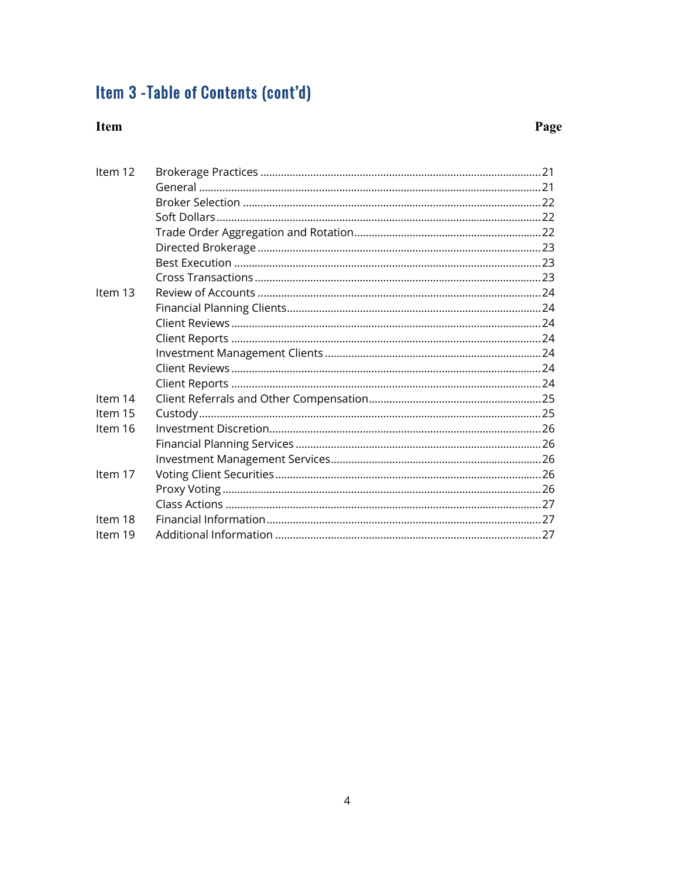# Item 3 -Table of Contents (cont'd)

| Item | | Page |
|---|---|---|
| Item 12 | Brokerage Practices | 21 |
| | General | 21 |
| | Broker Selection | 22 |
| | Soft Dollars | 22 |
| | Trade Order Aggregation and Rotation | 22 |
| | Directed Brokerage | 23 |
| | Best Execution | 23 |
| | Cross Transactions | 23 |
| Item 13 | Review of Accounts | 24 |
| | Financial Planning Clients | 24 |
| | Client Reviews | 24 |
| | Client Reports | 24 |
| | Investment Management Clients | 24 |
| | Client Reviews | 24 |
| | Client Reports | 24 |
| Item 14 | Client Referrals and Other Compensation | 25 |
| Item 15 | Custody | 25 |
| Item 16 | Investment Discretion | 26 |
| | Financial Planning Services | 26 |
| | Investment Management Services | 26 |
| Item 17 | Voting Client Securities | 26 |
| | Proxy Voting | 26 |
| | Class Actions | 27 |
| Item 18 | Financial Information | 27 |
| Item 19 | Additional Information | 27 |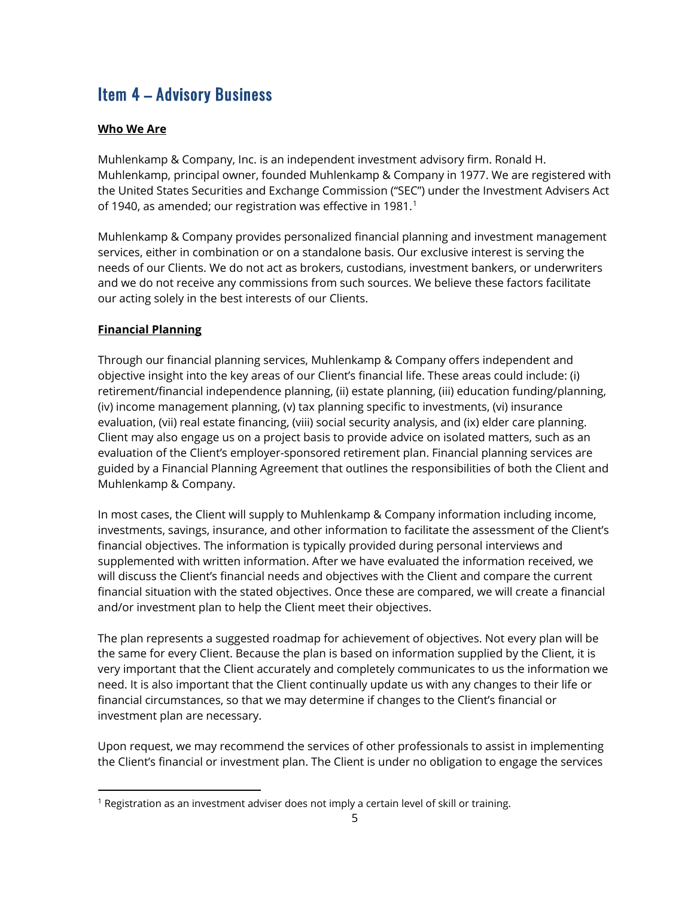# Item 4 – Advisory Business

**Who We Are**

Muhlenkamp & Company, Inc. is an independent investment advisory firm. Ronald H. Muhlenkamp, principal owner, founded Muhlenkamp & Company in 1977. We are registered with the United States Securities and Exchange Commission ("SEC") under the Investment Advisers Act of 1940, as amended; our registration was effective in 1981.[1]

Muhlenkamp & Company provides personalized financial planning and investment management services, either in combination or on a standalone basis. Our exclusive interest is serving the needs of our Clients. We do not act as brokers, custodians, investment bankers, or underwriters and we do not receive any commissions from such sources. We believe these factors facilitate our acting solely in the best interests of our Clients.

**Financial Planning**

Through our financial planning services, Muhlenkamp & Company offers independent and objective insight into the key areas of our Client's financial life. These areas could include: (i) retirement/financial independence planning, (ii) estate planning, (iii) education funding/planning, (iv) income management planning, (v) tax planning specific to investments, (vi) insurance evaluation, (vii) real estate financing, (viii) social security analysis, and (ix) elder care planning. Client may also engage us on a project basis to provide advice on isolated matters, such as an evaluation of the Client's employer-sponsored retirement plan. Financial planning services are guided by a Financial Planning Agreement that outlines the responsibilities of both the Client and Muhlenkamp & Company.

In most cases, the Client will supply to Muhlenkamp & Company information including income, investments, savings, insurance, and other information to facilitate the assessment of the Client's financial objectives. The information is typically provided during personal interviews and supplemented with written information. After we have evaluated the information received, we will discuss the Client's financial needs and objectives with the Client and compare the current financial situation with the stated objectives. Once these are compared, we will create a financial and/or investment plan to help the Client meet their objectives.

The plan represents a suggested roadmap for achievement of objectives. Not every plan will be the same for every Client. Because the plan is based on information supplied by the Client, it is very important that the Client accurately and completely communicates to us the information we need. It is also important that the Client continually update us with any changes to their life or financial circumstances, so that we may determine if changes to the Client's financial or investment plan are necessary.

Upon request, we may recommend the services of other professionals to assist in implementing the Client's financial or investment plan. The Client is under no obligation to engage the services

[1] Registration as an investment adviser does not imply a certain level of skill or training.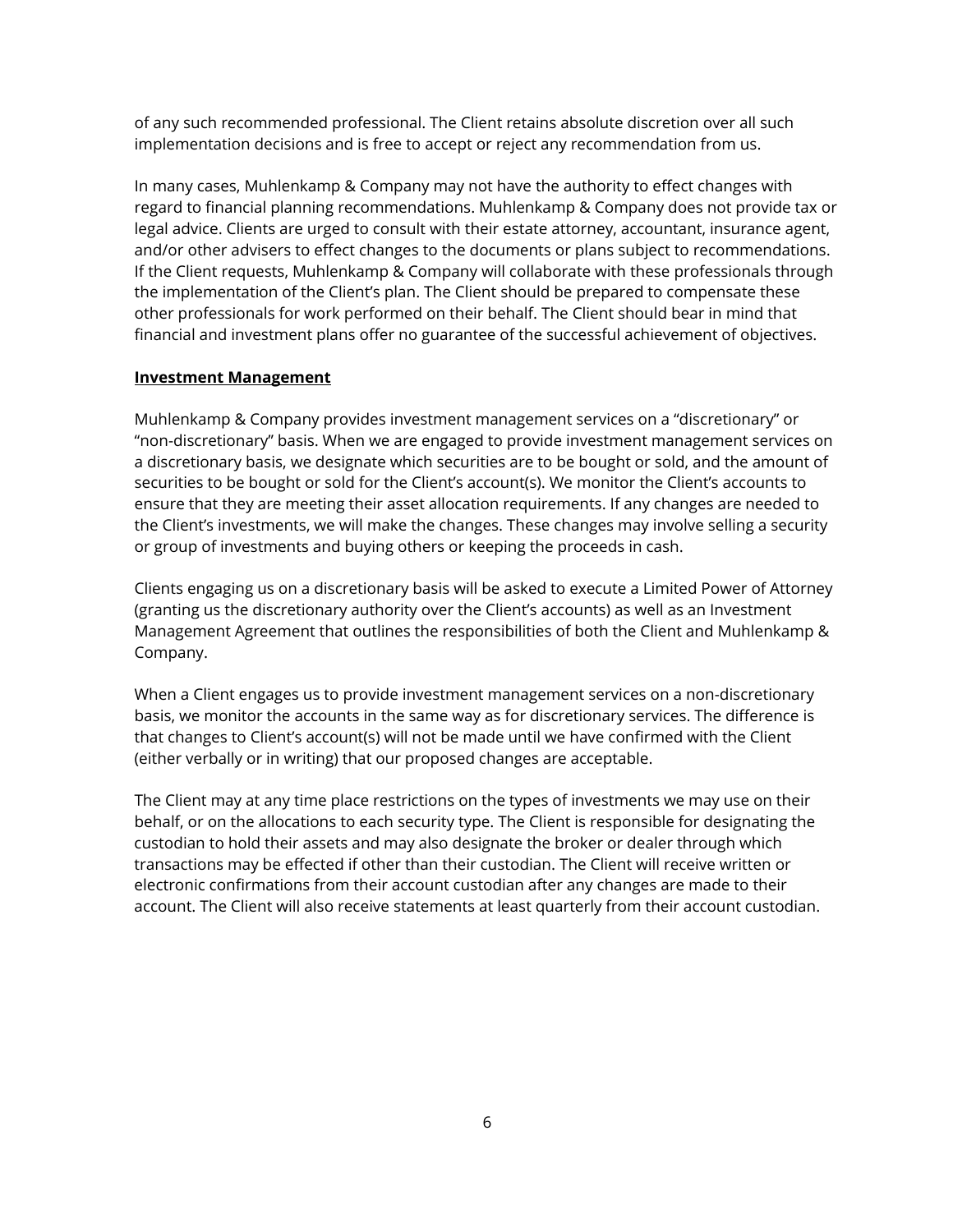of any such recommended professional. The Client retains absolute discretion over all such implementation decisions and is free to accept or reject any recommendation from us.

In many cases, Muhlenkamp & Company may not have the authority to effect changes with regard to financial planning recommendations. Muhlenkamp & Company does not provide tax or legal advice. Clients are urged to consult with their estate attorney, accountant, insurance agent, and/or other advisers to effect changes to the documents or plans subject to recommendations. If the Client requests, Muhlenkamp & Company will collaborate with these professionals through the implementation of the Client's plan. The Client should be prepared to compensate these other professionals for work performed on their behalf. The Client should bear in mind that financial and investment plans offer no guarantee of the successful achievement of objectives.

**Investment Management**

Muhlenkamp & Company provides investment management services on a "discretionary" or "non-discretionary" basis. When we are engaged to provide investment management services on a discretionary basis, we designate which securities are to be bought or sold, and the amount of securities to be bought or sold for the Client's account(s). We monitor the Client's accounts to ensure that they are meeting their asset allocation requirements. If any changes are needed to the Client's investments, we will make the changes. These changes may involve selling a security or group of investments and buying others or keeping the proceeds in cash.

Clients engaging us on a discretionary basis will be asked to execute a Limited Power of Attorney (granting us the discretionary authority over the Client's accounts) as well as an Investment Management Agreement that outlines the responsibilities of both the Client and Muhlenkamp & Company.

When a Client engages us to provide investment management services on a non-discretionary basis, we monitor the accounts in the same way as for discretionary services. The difference is that changes to Client's account(s) will not be made until we have confirmed with the Client (either verbally or in writing) that our proposed changes are acceptable.

The Client may at any time place restrictions on the types of investments we may use on their behalf, or on the allocations to each security type. The Client is responsible for designating the custodian to hold their assets and may also designate the broker or dealer through which transactions may be effected if other than their custodian. The Client will receive written or electronic confirmations from their account custodian after any changes are made to their account. The Client will also receive statements at least quarterly from their account custodian.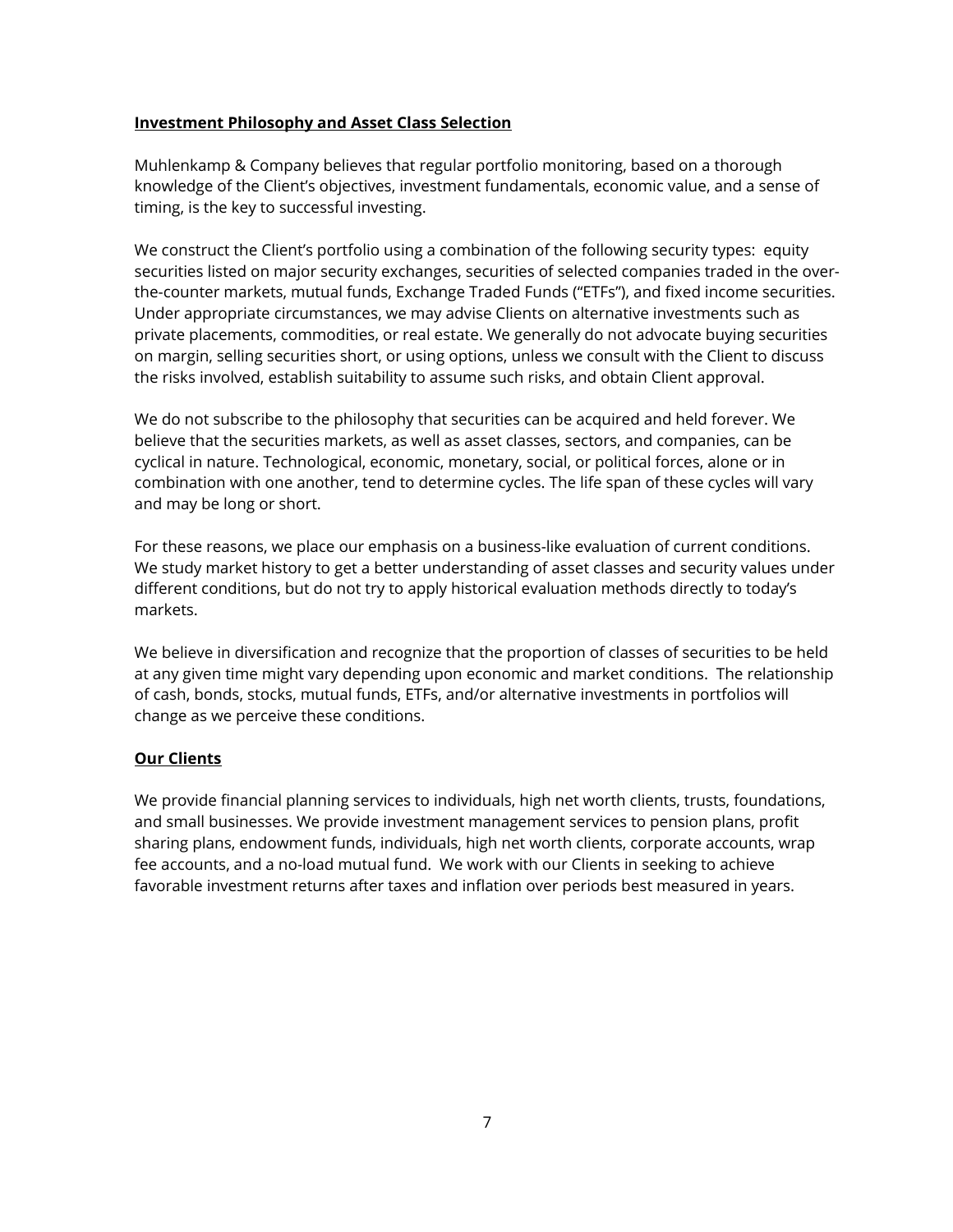## Investment Philosophy and Asset Class Selection

Muhlenkamp & Company believes that regular portfolio monitoring, based on a thorough knowledge of the Client's objectives, investment fundamentals, economic value, and a sense of timing, is the key to successful investing.

We construct the Client's portfolio using a combination of the following security types: equity securities listed on major security exchanges, securities of selected companies traded in the over-the-counter markets, mutual funds, Exchange Traded Funds ("ETFs"), and fixed income securities. Under appropriate circumstances, we may advise Clients on alternative investments such as private placements, commodities, or real estate. We generally do not advocate buying securities on margin, selling securities short, or using options, unless we consult with the Client to discuss the risks involved, establish suitability to assume such risks, and obtain Client approval.

We do not subscribe to the philosophy that securities can be acquired and held forever. We believe that the securities markets, as well as asset classes, sectors, and companies, can be cyclical in nature. Technological, economic, monetary, social, or political forces, alone or in combination with one another, tend to determine cycles. The life span of these cycles will vary and may be long or short.

For these reasons, we place our emphasis on a business-like evaluation of current conditions. We study market history to get a better understanding of asset classes and security values under different conditions, but do not try to apply historical evaluation methods directly to today's markets.

We believe in diversification and recognize that the proportion of classes of securities to be held at any given time might vary depending upon economic and market conditions. The relationship of cash, bonds, stocks, mutual funds, ETFs, and/or alternative investments in portfolios will change as we perceive these conditions.

## Our Clients

We provide financial planning services to individuals, high net worth clients, trusts, foundations, and small businesses. We provide investment management services to pension plans, profit sharing plans, endowment funds, individuals, high net worth clients, corporate accounts, wrap fee accounts, and a no-load mutual fund. We work with our Clients in seeking to achieve favorable investment returns after taxes and inflation over periods best measured in years.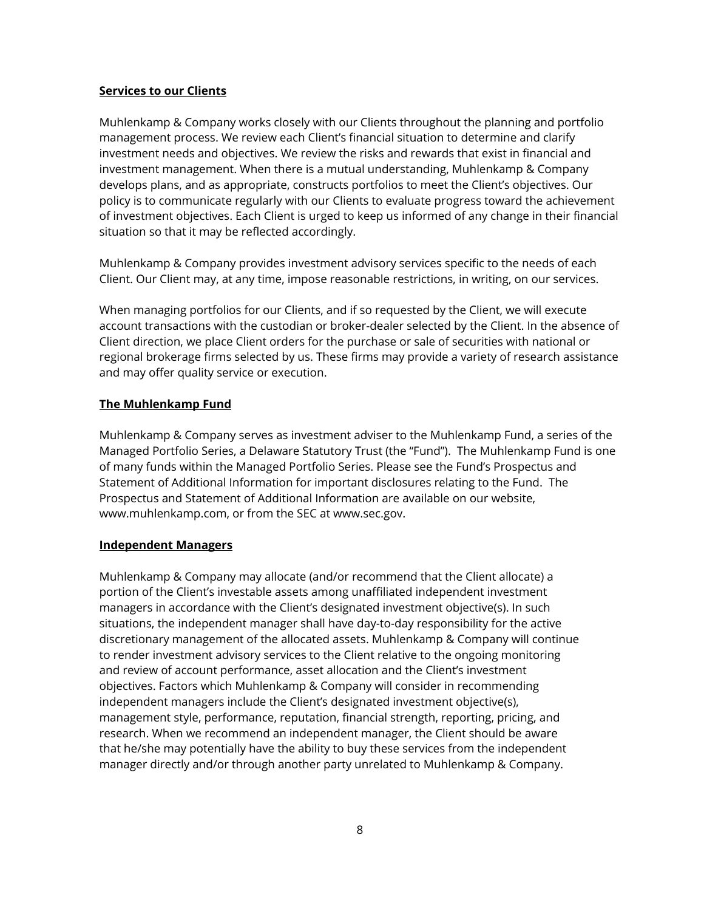**Services to our Clients**

Muhlenkamp & Company works closely with our Clients throughout the planning and portfolio management process. We review each Client's financial situation to determine and clarify investment needs and objectives. We review the risks and rewards that exist in financial and investment management. When there is a mutual understanding, Muhlenkamp & Company develops plans, and as appropriate, constructs portfolios to meet the Client's objectives. Our policy is to communicate regularly with our Clients to evaluate progress toward the achievement of investment objectives. Each Client is urged to keep us informed of any change in their financial situation so that it may be reflected accordingly.

Muhlenkamp & Company provides investment advisory services specific to the needs of each Client. Our Client may, at any time, impose reasonable restrictions, in writing, on our services.

When managing portfolios for our Clients, and if so requested by the Client, we will execute account transactions with the custodian or broker-dealer selected by the Client. In the absence of Client direction, we place Client orders for the purchase or sale of securities with national or regional brokerage firms selected by us. These firms may provide a variety of research assistance and may offer quality service or execution.

**The Muhlenkamp Fund**

Muhlenkamp & Company serves as investment adviser to the Muhlenkamp Fund, a series of the Managed Portfolio Series, a Delaware Statutory Trust (the "Fund"). The Muhlenkamp Fund is one of many funds within the Managed Portfolio Series. Please see the Fund's Prospectus and Statement of Additional Information for important disclosures relating to the Fund. The Prospectus and Statement of Additional Information are available on our website, www.muhlenkamp.com, or from the SEC at www.sec.gov.

**Independent Managers**

Muhlenkamp & Company may allocate (and/or recommend that the Client allocate) a portion of the Client's investable assets among unaffiliated independent investment managers in accordance with the Client's designated investment objective(s). In such situations, the independent manager shall have day-to-day responsibility for the active discretionary management of the allocated assets. Muhlenkamp & Company will continue to render investment advisory services to the Client relative to the ongoing monitoring and review of account performance, asset allocation and the Client's investment objectives. Factors which Muhlenkamp & Company will consider in recommending independent managers include the Client's designated investment objective(s), management style, performance, reputation, financial strength, reporting, pricing, and research. When we recommend an independent manager, the Client should be aware that he/she may potentially have the ability to buy these services from the independent manager directly and/or through another party unrelated to Muhlenkamp & Company.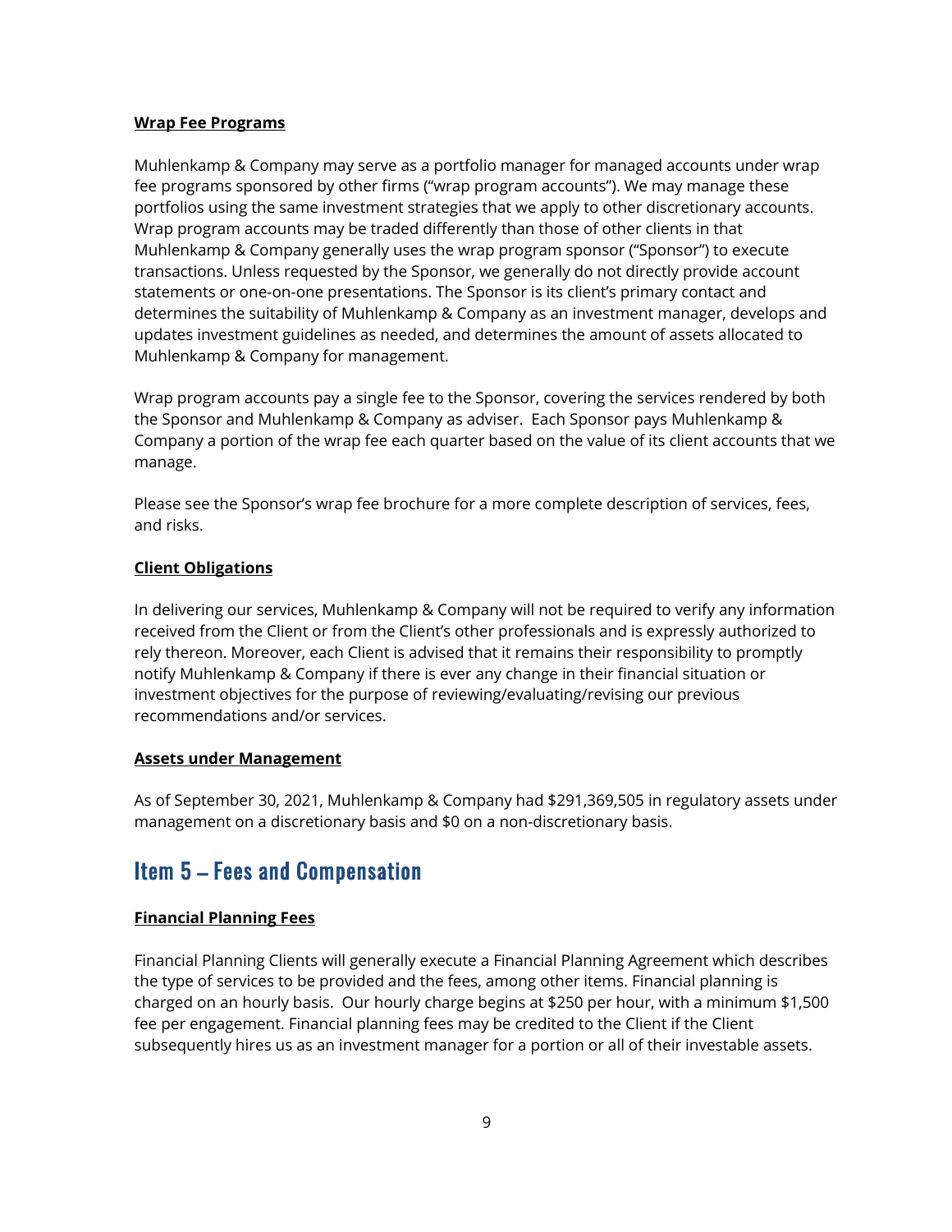**Wrap Fee Programs**

Muhlenkamp & Company may serve as a portfolio manager for managed accounts under wrap fee programs sponsored by other firms ("wrap program accounts"). We may manage these portfolios using the same investment strategies that we apply to other discretionary accounts. Wrap program accounts may be traded differently than those of other clients in that Muhlenkamp & Company generally uses the wrap program sponsor ("Sponsor") to execute transactions. Unless requested by the Sponsor, we generally do not directly provide account statements or one-on-one presentations. The Sponsor is its client's primary contact and determines the suitability of Muhlenkamp & Company as an investment manager, develops and updates investment guidelines as needed, and determines the amount of assets allocated to Muhlenkamp & Company for management.

Wrap program accounts pay a single fee to the Sponsor, covering the services rendered by both the Sponsor and Muhlenkamp & Company as adviser. Each Sponsor pays Muhlenkamp & Company a portion of the wrap fee each quarter based on the value of its client accounts that we manage.

Please see the Sponsor's wrap fee brochure for a more complete description of services, fees, and risks.

**Client Obligations**

In delivering our services, Muhlenkamp & Company will not be required to verify any information received from the Client or from the Client's other professionals and is expressly authorized to rely thereon. Moreover, each Client is advised that it remains their responsibility to promptly notify Muhlenkamp & Company if there is ever any change in their financial situation or investment objectives for the purpose of reviewing/evaluating/revising our previous recommendations and/or services.

**Assets under Management**

As of September 30, 2021, Muhlenkamp & Company had $291,369,505 in regulatory assets under management on a discretionary basis and $0 on a non-discretionary basis.

## Item 5 – Fees and Compensation

**Financial Planning Fees**

Financial Planning Clients will generally execute a Financial Planning Agreement which describes the type of services to be provided and the fees, among other items. Financial planning is charged on an hourly basis. Our hourly charge begins at $250 per hour, with a minimum $1,500 fee per engagement. Financial planning fees may be credited to the Client if the Client subsequently hires us as an investment manager for a portion or all of their investable assets.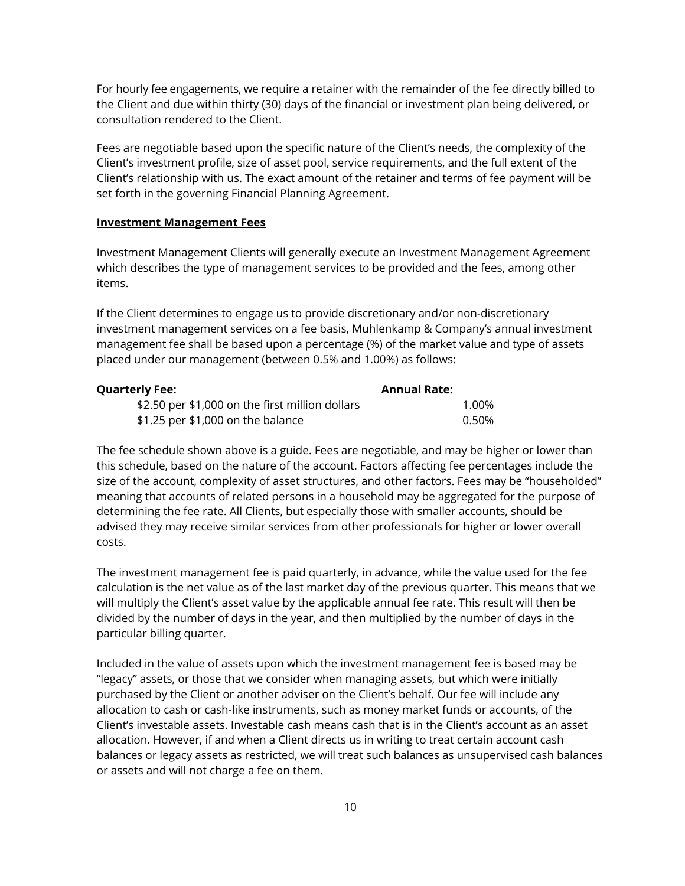For hourly fee engagements, we require a retainer with the remainder of the fee directly billed to the Client and due within thirty (30) days of the financial or investment plan being delivered, or consultation rendered to the Client.

Fees are negotiable based upon the specific nature of the Client's needs, the complexity of the Client's investment profile, size of asset pool, service requirements, and the full extent of the Client's relationship with us. The exact amount of the retainer and terms of fee payment will be set forth in the governing Financial Planning Agreement.

**Investment Management Fees**

Investment Management Clients will generally execute an Investment Management Agreement which describes the type of management services to be provided and the fees, among other items.

If the Client determines to engage us to provide discretionary and/or non-discretionary investment management services on a fee basis, Muhlenkamp & Company's annual investment management fee shall be based upon a percentage (%) of the market value and type of assets placed under our management (between 0.5% and 1.00%) as follows:

| Quarterly Fee: | Annual Rate: |
|---|---|
| $2.50 per $1,000 on the first million dollars | 1.00% |
| $1.25 per $1,000 on the balance | 0.50% |

The fee schedule shown above is a guide. Fees are negotiable, and may be higher or lower than this schedule, based on the nature of the account. Factors affecting fee percentages include the size of the account, complexity of asset structures, and other factors. Fees may be "householded" meaning that accounts of related persons in a household may be aggregated for the purpose of determining the fee rate. All Clients, but especially those with smaller accounts, should be advised they may receive similar services from other professionals for higher or lower overall costs.

The investment management fee is paid quarterly, in advance, while the value used for the fee calculation is the net value as of the last market day of the previous quarter. This means that we will multiply the Client's asset value by the applicable annual fee rate. This result will then be divided by the number of days in the year, and then multiplied by the number of days in the particular billing quarter.

Included in the value of assets upon which the investment management fee is based may be "legacy" assets, or those that we consider when managing assets, but which were initially purchased by the Client or another adviser on the Client's behalf. Our fee will include any allocation to cash or cash-like instruments, such as money market funds or accounts, of the Client's investable assets. Investable cash means cash that is in the Client's account as an asset allocation. However, if and when a Client directs us in writing to treat certain account cash balances or legacy assets as restricted, we will treat such balances as unsupervised cash balances or assets and will not charge a fee on them.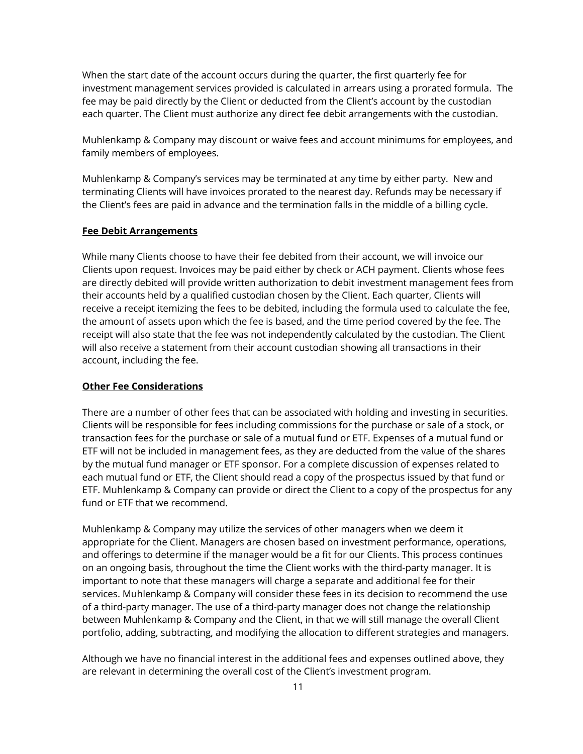When the start date of the account occurs during the quarter, the first quarterly fee for investment management services provided is calculated in arrears using a prorated formula. The fee may be paid directly by the Client or deducted from the Client's account by the custodian each quarter. The Client must authorize any direct fee debit arrangements with the custodian.

Muhlenkamp & Company may discount or waive fees and account minimums for employees, and family members of employees.

Muhlenkamp & Company's services may be terminated at any time by either party. New and terminating Clients will have invoices prorated to the nearest day. Refunds may be necessary if the Client's fees are paid in advance and the termination falls in the middle of a billing cycle.

### Fee Debit Arrangements

While many Clients choose to have their fee debited from their account, we will invoice our Clients upon request. Invoices may be paid either by check or ACH payment. Clients whose fees are directly debited will provide written authorization to debit investment management fees from their accounts held by a qualified custodian chosen by the Client. Each quarter, Clients will receive a receipt itemizing the fees to be debited, including the formula used to calculate the fee, the amount of assets upon which the fee is based, and the time period covered by the fee. The receipt will also state that the fee was not independently calculated by the custodian. The Client will also receive a statement from their account custodian showing all transactions in their account, including the fee.

### Other Fee Considerations

There are a number of other fees that can be associated with holding and investing in securities. Clients will be responsible for fees including commissions for the purchase or sale of a stock, or transaction fees for the purchase or sale of a mutual fund or ETF. Expenses of a mutual fund or ETF will not be included in management fees, as they are deducted from the value of the shares by the mutual fund manager or ETF sponsor. For a complete discussion of expenses related to each mutual fund or ETF, the Client should read a copy of the prospectus issued by that fund or ETF. Muhlenkamp & Company can provide or direct the Client to a copy of the prospectus for any fund or ETF that we recommend.

Muhlenkamp & Company may utilize the services of other managers when we deem it appropriate for the Client. Managers are chosen based on investment performance, operations, and offerings to determine if the manager would be a fit for our Clients. This process continues on an ongoing basis, throughout the time the Client works with the third-party manager. It is important to note that these managers will charge a separate and additional fee for their services. Muhlenkamp & Company will consider these fees in its decision to recommend the use of a third-party manager. The use of a third-party manager does not change the relationship between Muhlenkamp & Company and the Client, in that we will still manage the overall Client portfolio, adding, subtracting, and modifying the allocation to different strategies and managers.

Although we have no financial interest in the additional fees and expenses outlined above, they are relevant in determining the overall cost of the Client's investment program.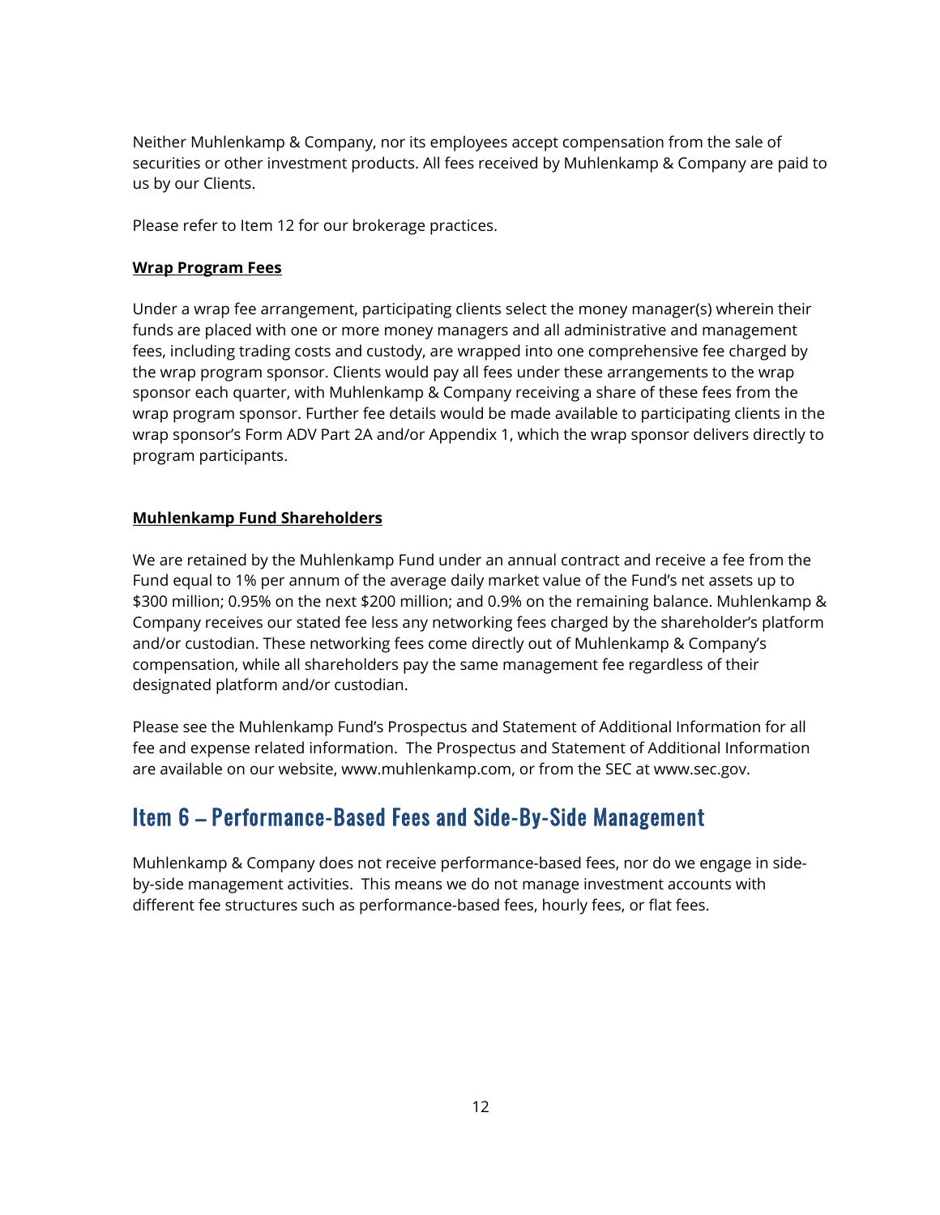Neither Muhlenkamp & Company, nor its employees accept compensation from the sale of securities or other investment products. All fees received by Muhlenkamp & Company are paid to us by our Clients.

Please refer to Item 12 for our brokerage practices.

**Wrap Program Fees**

Under a wrap fee arrangement, participating clients select the money manager(s) wherein their funds are placed with one or more money managers and all administrative and management fees, including trading costs and custody, are wrapped into one comprehensive fee charged by the wrap program sponsor. Clients would pay all fees under these arrangements to the wrap sponsor each quarter, with Muhlenkamp & Company receiving a share of these fees from the wrap program sponsor. Further fee details would be made available to participating clients in the wrap sponsor's Form ADV Part 2A and/or Appendix 1, which the wrap sponsor delivers directly to program participants.

**Muhlenkamp Fund Shareholders**

We are retained by the Muhlenkamp Fund under an annual contract and receive a fee from the Fund equal to 1% per annum of the average daily market value of the Fund's net assets up to $300 million; 0.95% on the next $200 million; and 0.9% on the remaining balance. Muhlenkamp & Company receives our stated fee less any networking fees charged by the shareholder's platform and/or custodian. These networking fees come directly out of Muhlenkamp & Company's compensation, while all shareholders pay the same management fee regardless of their designated platform and/or custodian.

Please see the Muhlenkamp Fund's Prospectus and Statement of Additional Information for all fee and expense related information. The Prospectus and Statement of Additional Information are available on our website, www.muhlenkamp.com, or from the SEC at www.sec.gov.

## Item 6 – Performance-Based Fees and Side-By-Side Management

Muhlenkamp & Company does not receive performance-based fees, nor do we engage in side-by-side management activities. This means we do not manage investment accounts with different fee structures such as performance-based fees, hourly fees, or flat fees.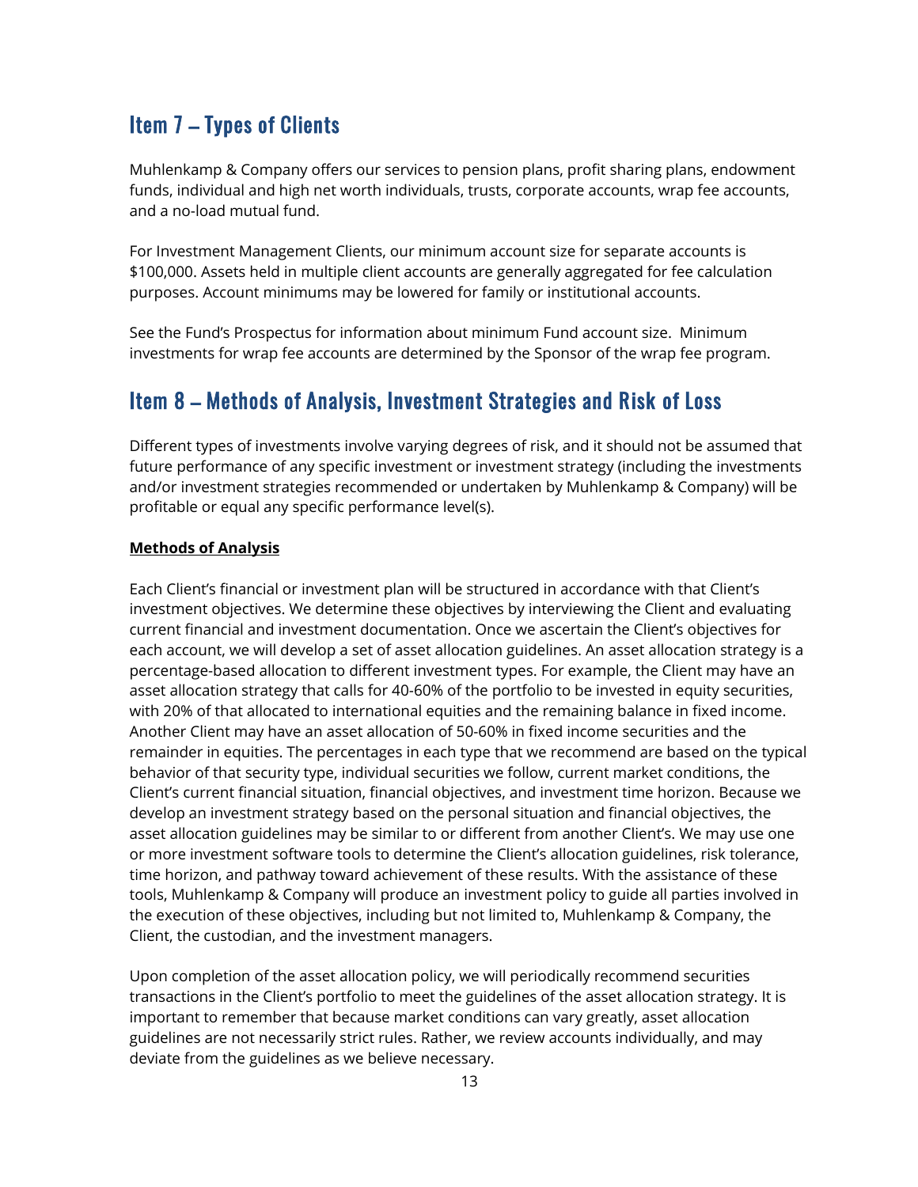## Item 7 – Types of Clients

Muhlenkamp & Company offers our services to pension plans, profit sharing plans, endowment funds, individual and high net worth individuals, trusts, corporate accounts, wrap fee accounts, and a no-load mutual fund.

For Investment Management Clients, our minimum account size for separate accounts is $100,000. Assets held in multiple client accounts are generally aggregated for fee calculation purposes. Account minimums may be lowered for family or institutional accounts.

See the Fund's Prospectus for information about minimum Fund account size. Minimum investments for wrap fee accounts are determined by the Sponsor of the wrap fee program.

## Item 8 – Methods of Analysis, Investment Strategies and Risk of Loss

Different types of investments involve varying degrees of risk, and it should not be assumed that future performance of any specific investment or investment strategy (including the investments and/or investment strategies recommended or undertaken by Muhlenkamp & Company) will be profitable or equal any specific performance level(s).

**Methods of Analysis**

Each Client's financial or investment plan will be structured in accordance with that Client's investment objectives. We determine these objectives by interviewing the Client and evaluating current financial and investment documentation. Once we ascertain the Client's objectives for each account, we will develop a set of asset allocation guidelines. An asset allocation strategy is a percentage-based allocation to different investment types. For example, the Client may have an asset allocation strategy that calls for 40-60% of the portfolio to be invested in equity securities, with 20% of that allocated to international equities and the remaining balance in fixed income. Another Client may have an asset allocation of 50-60% in fixed income securities and the remainder in equities. The percentages in each type that we recommend are based on the typical behavior of that security type, individual securities we follow, current market conditions, the Client's current financial situation, financial objectives, and investment time horizon. Because we develop an investment strategy based on the personal situation and financial objectives, the asset allocation guidelines may be similar to or different from another Client's. We may use one or more investment software tools to determine the Client's allocation guidelines, risk tolerance, time horizon, and pathway toward achievement of these results. With the assistance of these tools, Muhlenkamp & Company will produce an investment policy to guide all parties involved in the execution of these objectives, including but not limited to, Muhlenkamp & Company, the Client, the custodian, and the investment managers.

Upon completion of the asset allocation policy, we will periodically recommend securities transactions in the Client's portfolio to meet the guidelines of the asset allocation strategy. It is important to remember that because market conditions can vary greatly, asset allocation guidelines are not necessarily strict rules. Rather, we review accounts individually, and may deviate from the guidelines as we believe necessary.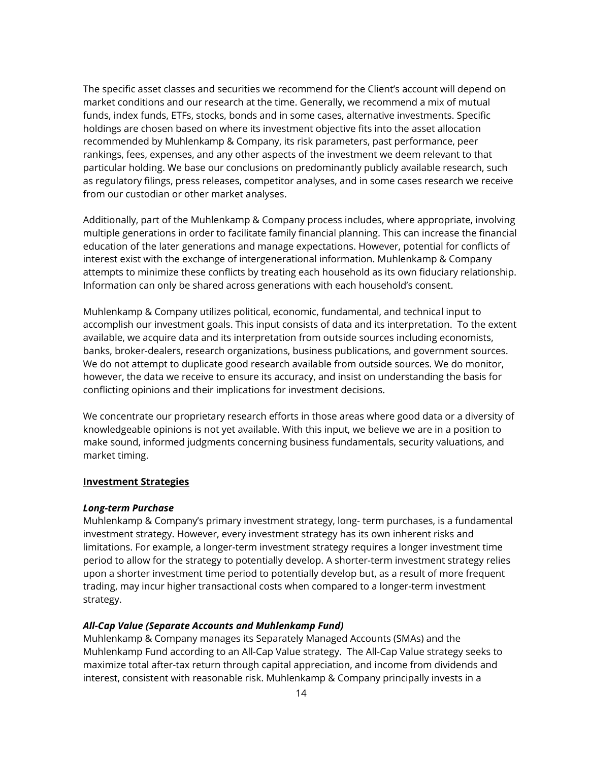The specific asset classes and securities we recommend for the Client's account will depend on market conditions and our research at the time. Generally, we recommend a mix of mutual funds, index funds, ETFs, stocks, bonds and in some cases, alternative investments. Specific holdings are chosen based on where its investment objective fits into the asset allocation recommended by Muhlenkamp & Company, its risk parameters, past performance, peer rankings, fees, expenses, and any other aspects of the investment we deem relevant to that particular holding. We base our conclusions on predominantly publicly available research, such as regulatory filings, press releases, competitor analyses, and in some cases research we receive from our custodian or other market analyses.

Additionally, part of the Muhlenkamp & Company process includes, where appropriate, involving multiple generations in order to facilitate family financial planning. This can increase the financial education of the later generations and manage expectations. However, potential for conflicts of interest exist with the exchange of intergenerational information. Muhlenkamp & Company attempts to minimize these conflicts by treating each household as its own fiduciary relationship. Information can only be shared across generations with each household's consent.

Muhlenkamp & Company utilizes political, economic, fundamental, and technical input to accomplish our investment goals. This input consists of data and its interpretation. To the extent available, we acquire data and its interpretation from outside sources including economists, banks, broker-dealers, research organizations, business publications, and government sources. We do not attempt to duplicate good research available from outside sources. We do monitor, however, the data we receive to ensure its accuracy, and insist on understanding the basis for conflicting opinions and their implications for investment decisions.

We concentrate our proprietary research efforts in those areas where good data or a diversity of knowledgeable opinions is not yet available. With this input, we believe we are in a position to make sound, informed judgments concerning business fundamentals, security valuations, and market timing.

**Investment Strategies**

***Long-term Purchase***

Muhlenkamp & Company's primary investment strategy, long- term purchases, is a fundamental investment strategy. However, every investment strategy has its own inherent risks and limitations. For example, a longer-term investment strategy requires a longer investment time period to allow for the strategy to potentially develop. A shorter-term investment strategy relies upon a shorter investment time period to potentially develop but, as a result of more frequent trading, may incur higher transactional costs when compared to a longer-term investment strategy.

***All-Cap Value (Separate Accounts and Muhlenkamp Fund)***

Muhlenkamp & Company manages its Separately Managed Accounts (SMAs) and the Muhlenkamp Fund according to an All-Cap Value strategy. The All-Cap Value strategy seeks to maximize total after-tax return through capital appreciation, and income from dividends and interest, consistent with reasonable risk. Muhlenkamp & Company principally invests in a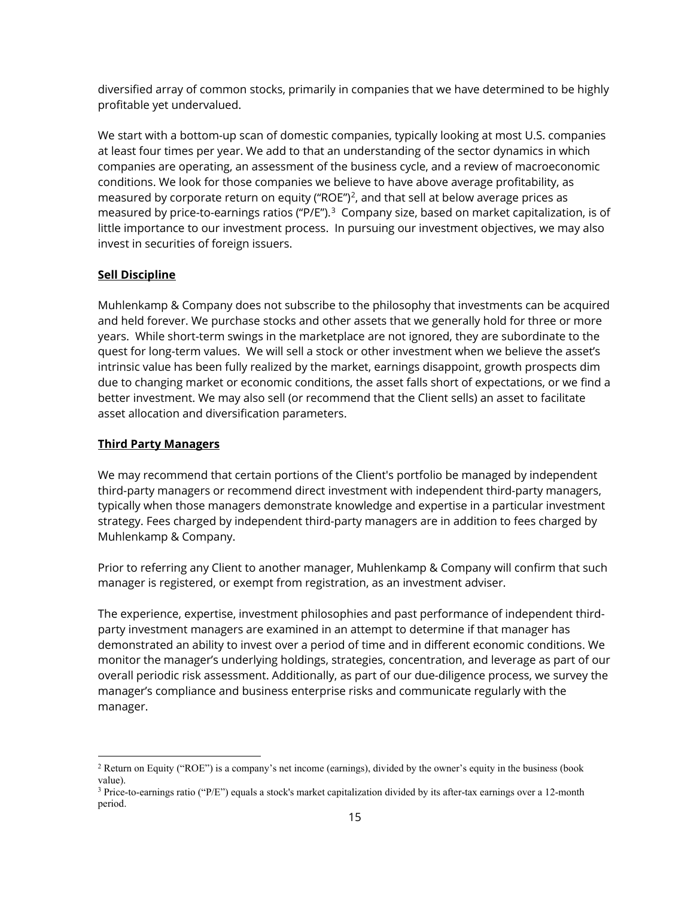diversified array of common stocks, primarily in companies that we have determined to be highly profitable yet undervalued.

We start with a bottom-up scan of domestic companies, typically looking at most U.S. companies at least four times per year. We add to that an understanding of the sector dynamics in which companies are operating, an assessment of the business cycle, and a review of macroeconomic conditions. We look for those companies we believe to have above average profitability, as measured by corporate return on equity ("ROE")[2], and that sell at below average prices as measured by price-to-earnings ratios ("P/E").[3] Company size, based on market capitalization, is of little importance to our investment process. In pursuing our investment objectives, we may also invest in securities of foreign issuers.

## Sell Discipline

Muhlenkamp & Company does not subscribe to the philosophy that investments can be acquired and held forever. We purchase stocks and other assets that we generally hold for three or more years. While short-term swings in the marketplace are not ignored, they are subordinate to the quest for long-term values. We will sell a stock or other investment when we believe the asset's intrinsic value has been fully realized by the market, earnings disappoint, growth prospects dim due to changing market or economic conditions, the asset falls short of expectations, or we find a better investment. We may also sell (or recommend that the Client sells) an asset to facilitate asset allocation and diversification parameters.

## Third Party Managers

We may recommend that certain portions of the Client's portfolio be managed by independent third-party managers or recommend direct investment with independent third-party managers, typically when those managers demonstrate knowledge and expertise in a particular investment strategy. Fees charged by independent third-party managers are in addition to fees charged by Muhlenkamp & Company.

Prior to referring any Client to another manager, Muhlenkamp & Company will confirm that such manager is registered, or exempt from registration, as an investment adviser.

The experience, expertise, investment philosophies and past performance of independent third-party investment managers are examined in an attempt to determine if that manager has demonstrated an ability to invest over a period of time and in different economic conditions. We monitor the manager's underlying holdings, strategies, concentration, and leverage as part of our overall periodic risk assessment. Additionally, as part of our due-diligence process, we survey the manager's compliance and business enterprise risks and communicate regularly with the manager.

---

[2] Return on Equity ("ROE") is a company's net income (earnings), divided by the owner's equity in the business (book value).

[3] Price-to-earnings ratio ("P/E") equals a stock's market capitalization divided by its after-tax earnings over a 12-month period.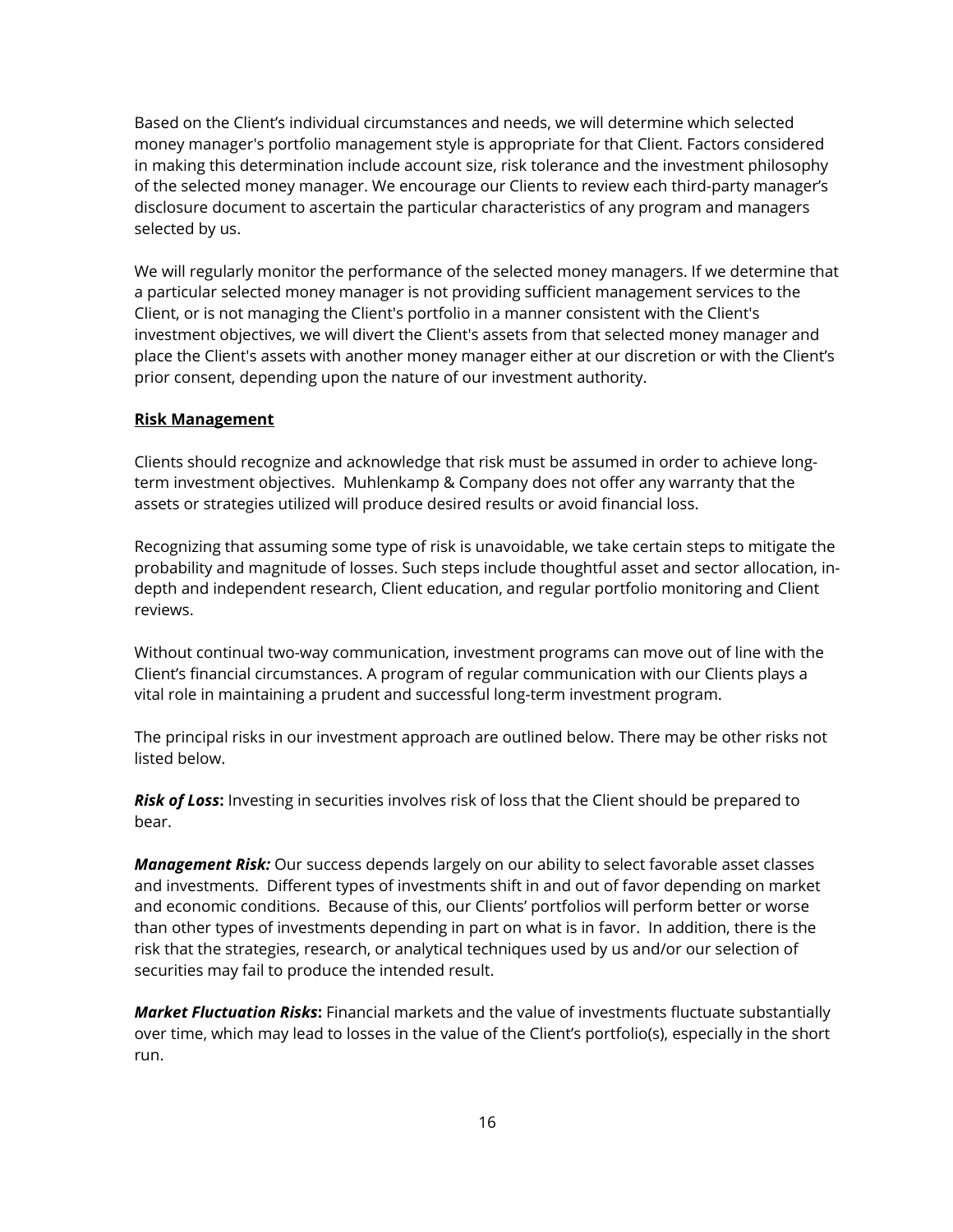Based on the Client's individual circumstances and needs, we will determine which selected money manager's portfolio management style is appropriate for that Client. Factors considered in making this determination include account size, risk tolerance and the investment philosophy of the selected money manager. We encourage our Clients to review each third-party manager's disclosure document to ascertain the particular characteristics of any program and managers selected by us.

We will regularly monitor the performance of the selected money managers. If we determine that a particular selected money manager is not providing sufficient management services to the Client, or is not managing the Client's portfolio in a manner consistent with the Client's investment objectives, we will divert the Client's assets from that selected money manager and place the Client's assets with another money manager either at our discretion or with the Client's prior consent, depending upon the nature of our investment authority.

**Risk Management**

Clients should recognize and acknowledge that risk must be assumed in order to achieve long-term investment objectives. Muhlenkamp & Company does not offer any warranty that the assets or strategies utilized will produce desired results or avoid financial loss.

Recognizing that assuming some type of risk is unavoidable, we take certain steps to mitigate the probability and magnitude of losses. Such steps include thoughtful asset and sector allocation, in-depth and independent research, Client education, and regular portfolio monitoring and Client reviews.

Without continual two-way communication, investment programs can move out of line with the Client's financial circumstances. A program of regular communication with our Clients plays a vital role in maintaining a prudent and successful long-term investment program.

The principal risks in our investment approach are outlined below. There may be other risks not listed below.

***Risk of Loss*:** Investing in securities involves risk of loss that the Client should be prepared to bear.

***Management Risk:*** Our success depends largely on our ability to select favorable asset classes and investments. Different types of investments shift in and out of favor depending on market and economic conditions. Because of this, our Clients' portfolios will perform better or worse than other types of investments depending in part on what is in favor. In addition, there is the risk that the strategies, research, or analytical techniques used by us and/or our selection of securities may fail to produce the intended result.

***Market Fluctuation Risks*:** Financial markets and the value of investments fluctuate substantially over time, which may lead to losses in the value of the Client's portfolio(s), especially in the short run.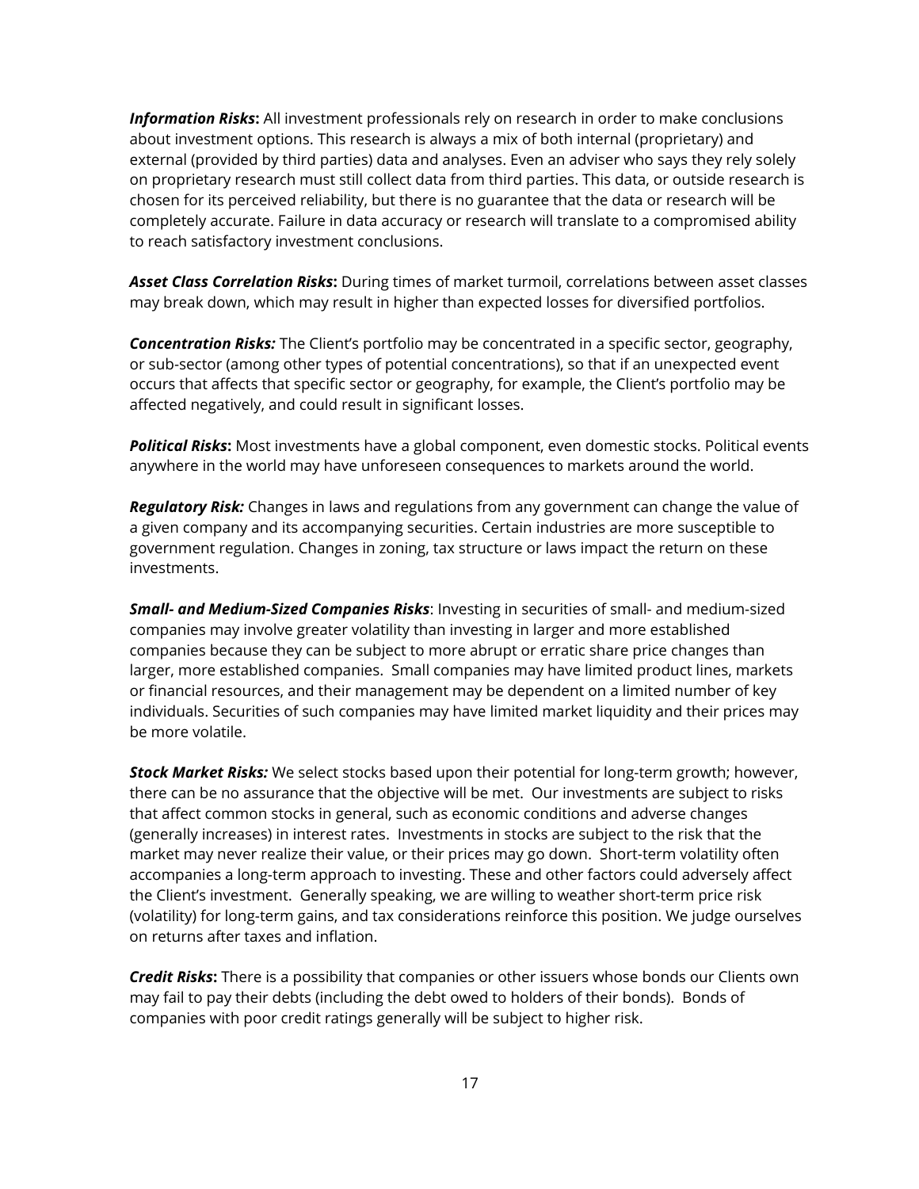***Information Risks*****:** All investment professionals rely on research in order to make conclusions about investment options. This research is always a mix of both internal (proprietary) and external (provided by third parties) data and analyses. Even an adviser who says they rely solely on proprietary research must still collect data from third parties. This data, or outside research is chosen for its perceived reliability, but there is no guarantee that the data or research will be completely accurate. Failure in data accuracy or research will translate to a compromised ability to reach satisfactory investment conclusions.

***Asset Class Correlation Risks*****:** During times of market turmoil, correlations between asset classes may break down, which may result in higher than expected losses for diversified portfolios.

***Concentration Risks:*** The Client's portfolio may be concentrated in a specific sector, geography, or sub-sector (among other types of potential concentrations), so that if an unexpected event occurs that affects that specific sector or geography, for example, the Client's portfolio may be affected negatively, and could result in significant losses.

***Political Risks*****:** Most investments have a global component, even domestic stocks. Political events anywhere in the world may have unforeseen consequences to markets around the world.

***Regulatory Risk:*** Changes in laws and regulations from any government can change the value of a given company and its accompanying securities. Certain industries are more susceptible to government regulation. Changes in zoning, tax structure or laws impact the return on these investments.

***Small- and Medium-Sized Companies Risks***: Investing in securities of small- and medium-sized companies may involve greater volatility than investing in larger and more established companies because they can be subject to more abrupt or erratic share price changes than larger, more established companies. Small companies may have limited product lines, markets or financial resources, and their management may be dependent on a limited number of key individuals. Securities of such companies may have limited market liquidity and their prices may be more volatile.

***Stock Market Risks:*** We select stocks based upon their potential for long-term growth; however, there can be no assurance that the objective will be met. Our investments are subject to risks that affect common stocks in general, such as economic conditions and adverse changes (generally increases) in interest rates. Investments in stocks are subject to the risk that the market may never realize their value, or their prices may go down. Short-term volatility often accompanies a long-term approach to investing. These and other factors could adversely affect the Client's investment. Generally speaking, we are willing to weather short-term price risk (volatility) for long-term gains, and tax considerations reinforce this position. We judge ourselves on returns after taxes and inflation.

***Credit Risks*****:** There is a possibility that companies or other issuers whose bonds our Clients own may fail to pay their debts (including the debt owed to holders of their bonds). Bonds of companies with poor credit ratings generally will be subject to higher risk.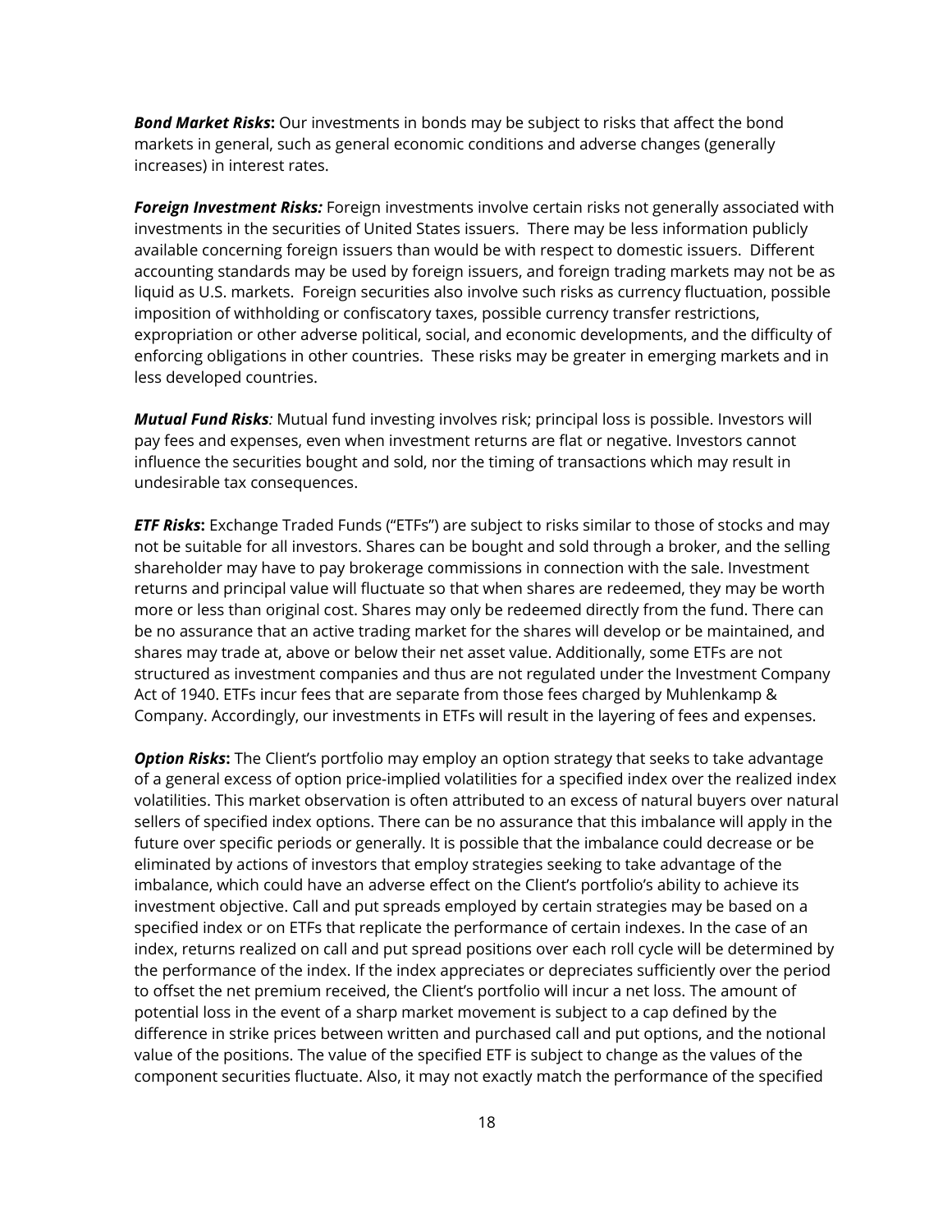***Bond Market Risks*:** Our investments in bonds may be subject to risks that affect the bond markets in general, such as general economic conditions and adverse changes (generally increases) in interest rates.

***Foreign Investment Risks:*** Foreign investments involve certain risks not generally associated with investments in the securities of United States issuers. There may be less information publicly available concerning foreign issuers than would be with respect to domestic issuers. Different accounting standards may be used by foreign issuers, and foreign trading markets may not be as liquid as U.S. markets. Foreign securities also involve such risks as currency fluctuation, possible imposition of withholding or confiscatory taxes, possible currency transfer restrictions, expropriation or other adverse political, social, and economic developments, and the difficulty of enforcing obligations in other countries. These risks may be greater in emerging markets and in less developed countries.

***Mutual Fund Risks**:* Mutual fund investing involves risk; principal loss is possible. Investors will pay fees and expenses, even when investment returns are flat or negative. Investors cannot influence the securities bought and sold, nor the timing of transactions which may result in undesirable tax consequences.

***ETF Risks*:** Exchange Traded Funds ("ETFs") are subject to risks similar to those of stocks and may not be suitable for all investors. Shares can be bought and sold through a broker, and the selling shareholder may have to pay brokerage commissions in connection with the sale. Investment returns and principal value will fluctuate so that when shares are redeemed, they may be worth more or less than original cost. Shares may only be redeemed directly from the fund. There can be no assurance that an active trading market for the shares will develop or be maintained, and shares may trade at, above or below their net asset value. Additionally, some ETFs are not structured as investment companies and thus are not regulated under the Investment Company Act of 1940. ETFs incur fees that are separate from those fees charged by Muhlenkamp & Company. Accordingly, our investments in ETFs will result in the layering of fees and expenses.

***Option Risks*:** The Client's portfolio may employ an option strategy that seeks to take advantage of a general excess of option price-implied volatilities for a specified index over the realized index volatilities. This market observation is often attributed to an excess of natural buyers over natural sellers of specified index options. There can be no assurance that this imbalance will apply in the future over specific periods or generally. It is possible that the imbalance could decrease or be eliminated by actions of investors that employ strategies seeking to take advantage of the imbalance, which could have an adverse effect on the Client's portfolio's ability to achieve its investment objective. Call and put spreads employed by certain strategies may be based on a specified index or on ETFs that replicate the performance of certain indexes. In the case of an index, returns realized on call and put spread positions over each roll cycle will be determined by the performance of the index. If the index appreciates or depreciates sufficiently over the period to offset the net premium received, the Client's portfolio will incur a net loss. The amount of potential loss in the event of a sharp market movement is subject to a cap defined by the difference in strike prices between written and purchased call and put options, and the notional value of the positions. The value of the specified ETF is subject to change as the values of the component securities fluctuate. Also, it may not exactly match the performance of the specified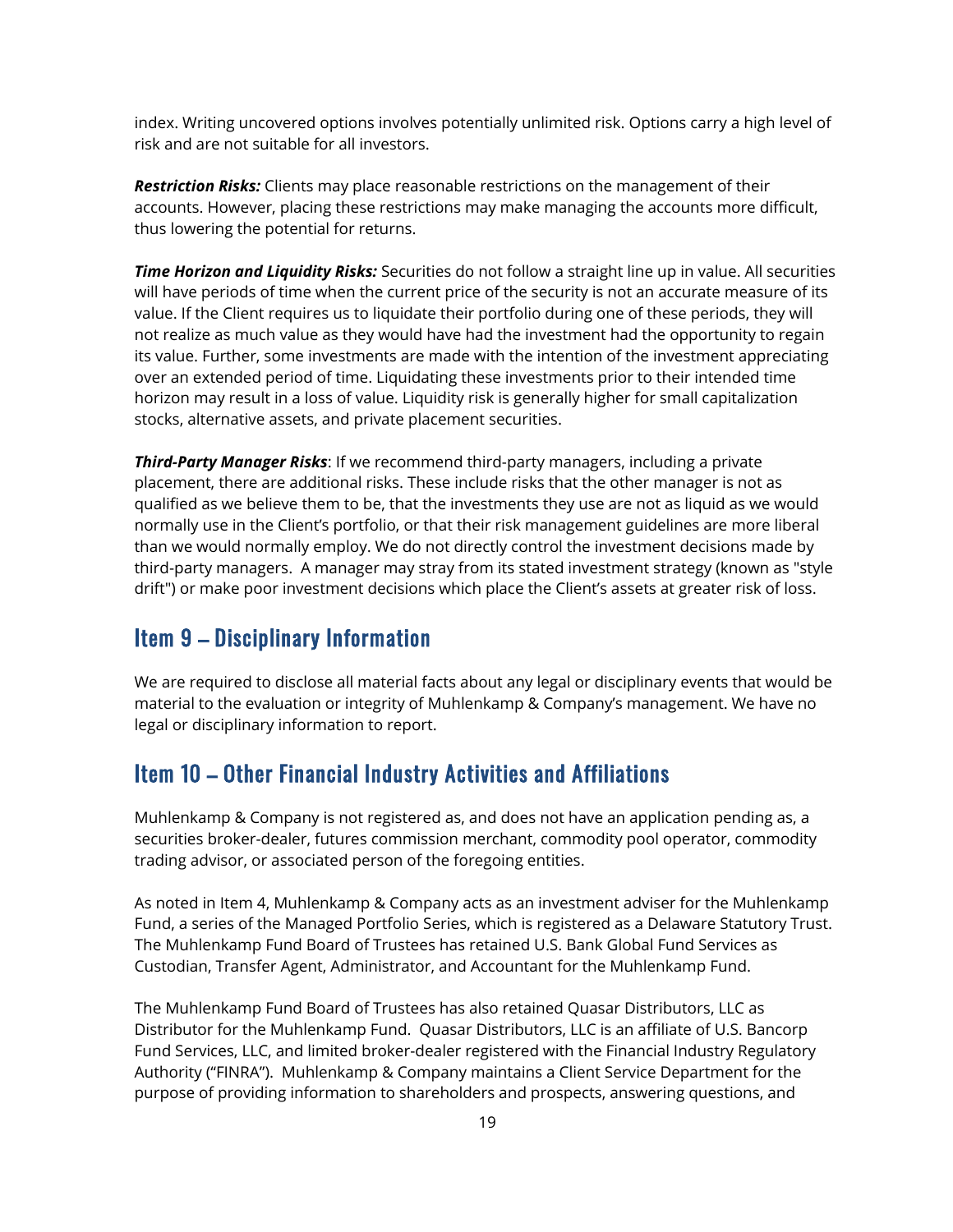index. Writing uncovered options involves potentially unlimited risk. Options carry a high level of risk and are not suitable for all investors.

***Restriction Risks:*** Clients may place reasonable restrictions on the management of their accounts. However, placing these restrictions may make managing the accounts more difficult, thus lowering the potential for returns.

***Time Horizon and Liquidity Risks:*** Securities do not follow a straight line up in value. All securities will have periods of time when the current price of the security is not an accurate measure of its value. If the Client requires us to liquidate their portfolio during one of these periods, they will not realize as much value as they would have had the investment had the opportunity to regain its value. Further, some investments are made with the intention of the investment appreciating over an extended period of time. Liquidating these investments prior to their intended time horizon may result in a loss of value. Liquidity risk is generally higher for small capitalization stocks, alternative assets, and private placement securities.

***Third-Party Manager Risks***: If we recommend third-party managers, including a private placement, there are additional risks. These include risks that the other manager is not as qualified as we believe them to be, that the investments they use are not as liquid as we would normally use in the Client's portfolio, or that their risk management guidelines are more liberal than we would normally employ. We do not directly control the investment decisions made by third-party managers. A manager may stray from its stated investment strategy (known as "style drift") or make poor investment decisions which place the Client's assets at greater risk of loss.

## Item 9 – Disciplinary Information

We are required to disclose all material facts about any legal or disciplinary events that would be material to the evaluation or integrity of Muhlenkamp & Company's management. We have no legal or disciplinary information to report.

## Item 10 – Other Financial Industry Activities and Affiliations

Muhlenkamp & Company is not registered as, and does not have an application pending as, a securities broker-dealer, futures commission merchant, commodity pool operator, commodity trading advisor, or associated person of the foregoing entities.

As noted in Item 4, Muhlenkamp & Company acts as an investment adviser for the Muhlenkamp Fund, a series of the Managed Portfolio Series, which is registered as a Delaware Statutory Trust. The Muhlenkamp Fund Board of Trustees has retained U.S. Bank Global Fund Services as Custodian, Transfer Agent, Administrator, and Accountant for the Muhlenkamp Fund.

The Muhlenkamp Fund Board of Trustees has also retained Quasar Distributors, LLC as Distributor for the Muhlenkamp Fund. Quasar Distributors, LLC is an affiliate of U.S. Bancorp Fund Services, LLC, and limited broker-dealer registered with the Financial Industry Regulatory Authority ("FINRA"). Muhlenkamp & Company maintains a Client Service Department for the purpose of providing information to shareholders and prospects, answering questions, and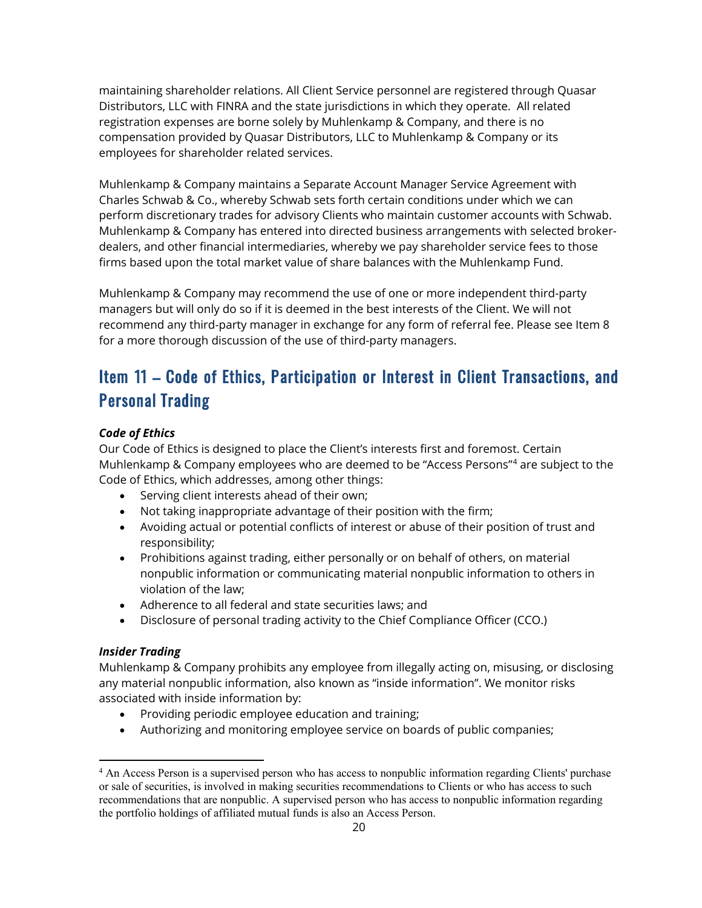maintaining shareholder relations. All Client Service personnel are registered through Quasar Distributors, LLC with FINRA and the state jurisdictions in which they operate. All related registration expenses are borne solely by Muhlenkamp & Company, and there is no compensation provided by Quasar Distributors, LLC to Muhlenkamp & Company or its employees for shareholder related services.

Muhlenkamp & Company maintains a Separate Account Manager Service Agreement with Charles Schwab & Co., whereby Schwab sets forth certain conditions under which we can perform discretionary trades for advisory Clients who maintain customer accounts with Schwab. Muhlenkamp & Company has entered into directed business arrangements with selected broker-dealers, and other financial intermediaries, whereby we pay shareholder service fees to those firms based upon the total market value of share balances with the Muhlenkamp Fund.

Muhlenkamp & Company may recommend the use of one or more independent third-party managers but will only do so if it is deemed in the best interests of the Client. We will not recommend any third-party manager in exchange for any form of referral fee. Please see Item 8 for a more thorough discussion of the use of third-party managers.

## Item 11 – Code of Ethics, Participation or Interest in Client Transactions, and Personal Trading

***Code of Ethics***

Our Code of Ethics is designed to place the Client's interests first and foremost. Certain Muhlenkamp & Company employees who are deemed to be "Access Persons"[4] are subject to the Code of Ethics, which addresses, among other things:

- Serving client interests ahead of their own;
- Not taking inappropriate advantage of their position with the firm;
- Avoiding actual or potential conflicts of interest or abuse of their position of trust and responsibility;
- Prohibitions against trading, either personally or on behalf of others, on material nonpublic information or communicating material nonpublic information to others in violation of the law;
- Adherence to all federal and state securities laws; and
- Disclosure of personal trading activity to the Chief Compliance Officer (CCO.)

***Insider Trading***

Muhlenkamp & Company prohibits any employee from illegally acting on, misusing, or disclosing any material nonpublic information, also known as "inside information". We monitor risks associated with inside information by:

- Providing periodic employee education and training;
- Authorizing and monitoring employee service on boards of public companies;

[4] An Access Person is a supervised person who has access to nonpublic information regarding Clients' purchase or sale of securities, is involved in making securities recommendations to Clients or who has access to such recommendations that are nonpublic. A supervised person who has access to nonpublic information regarding the portfolio holdings of affiliated mutual funds is also an Access Person.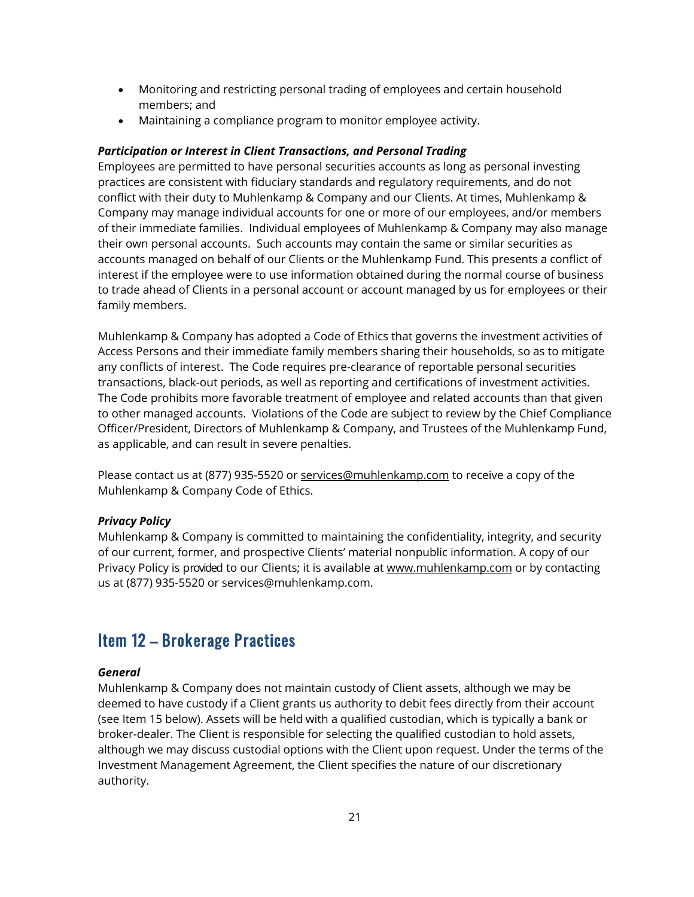- Monitoring and restricting personal trading of employees and certain household members; and
- Maintaining a compliance program to monitor employee activity.

***Participation or Interest in Client Transactions, and Personal Trading***

Employees are permitted to have personal securities accounts as long as personal investing practices are consistent with fiduciary standards and regulatory requirements, and do not conflict with their duty to Muhlenkamp & Company and our Clients. At times, Muhlenkamp & Company may manage individual accounts for one or more of our employees, and/or members of their immediate families. Individual employees of Muhlenkamp & Company may also manage their own personal accounts. Such accounts may contain the same or similar securities as accounts managed on behalf of our Clients or the Muhlenkamp Fund. This presents a conflict of interest if the employee were to use information obtained during the normal course of business to trade ahead of Clients in a personal account or account managed by us for employees or their family members.

Muhlenkamp & Company has adopted a Code of Ethics that governs the investment activities of Access Persons and their immediate family members sharing their households, so as to mitigate any conflicts of interest. The Code requires pre-clearance of reportable personal securities transactions, black-out periods, as well as reporting and certifications of investment activities. The Code prohibits more favorable treatment of employee and related accounts than that given to other managed accounts. Violations of the Code are subject to review by the Chief Compliance Officer/President, Directors of Muhlenkamp & Company, and Trustees of the Muhlenkamp Fund, as applicable, and can result in severe penalties.

Please contact us at (877) 935-5520 or services@muhlenkamp.com to receive a copy of the Muhlenkamp & Company Code of Ethics.

***Privacy Policy***

Muhlenkamp & Company is committed to maintaining the confidentiality, integrity, and security of our current, former, and prospective Clients' material nonpublic information. A copy of our Privacy Policy is provided to our Clients; it is available at www.muhlenkamp.com or by contacting us at (877) 935-5520 or services@muhlenkamp.com.

## Item 12 – Brokerage Practices

***General***

Muhlenkamp & Company does not maintain custody of Client assets, although we may be deemed to have custody if a Client grants us authority to debit fees directly from their account (see Item 15 below). Assets will be held with a qualified custodian, which is typically a bank or broker-dealer. The Client is responsible for selecting the qualified custodian to hold assets, although we may discuss custodial options with the Client upon request. Under the terms of the Investment Management Agreement, the Client specifies the nature of our discretionary authority.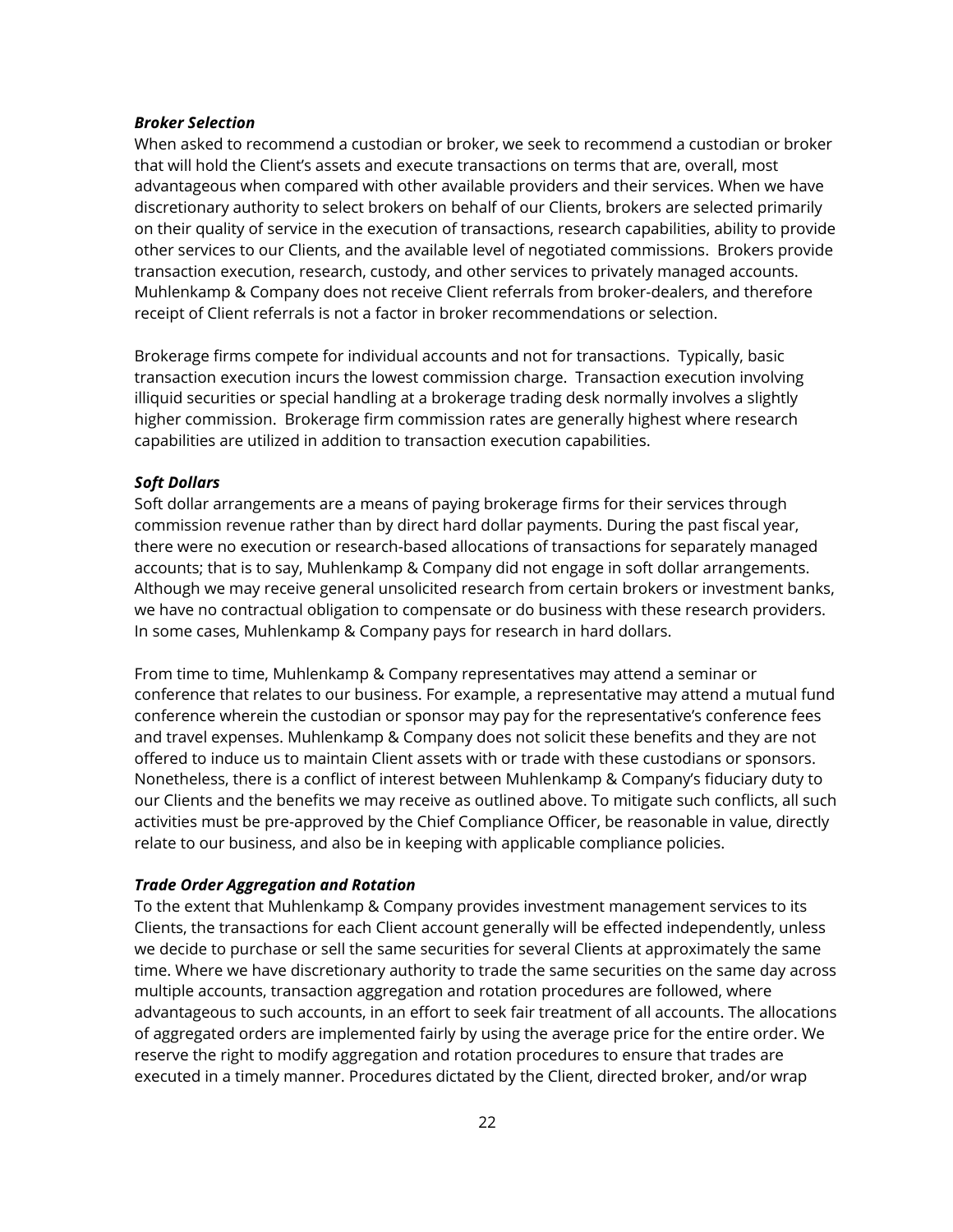***Broker Selection***

When asked to recommend a custodian or broker, we seek to recommend a custodian or broker that will hold the Client's assets and execute transactions on terms that are, overall, most advantageous when compared with other available providers and their services. When we have discretionary authority to select brokers on behalf of our Clients, brokers are selected primarily on their quality of service in the execution of transactions, research capabilities, ability to provide other services to our Clients, and the available level of negotiated commissions. Brokers provide transaction execution, research, custody, and other services to privately managed accounts. Muhlenkamp & Company does not receive Client referrals from broker-dealers, and therefore receipt of Client referrals is not a factor in broker recommendations or selection.

Brokerage firms compete for individual accounts and not for transactions. Typically, basic transaction execution incurs the lowest commission charge. Transaction execution involving illiquid securities or special handling at a brokerage trading desk normally involves a slightly higher commission. Brokerage firm commission rates are generally highest where research capabilities are utilized in addition to transaction execution capabilities.

***Soft Dollars***

Soft dollar arrangements are a means of paying brokerage firms for their services through commission revenue rather than by direct hard dollar payments. During the past fiscal year, there were no execution or research-based allocations of transactions for separately managed accounts; that is to say, Muhlenkamp & Company did not engage in soft dollar arrangements. Although we may receive general unsolicited research from certain brokers or investment banks, we have no contractual obligation to compensate or do business with these research providers. In some cases, Muhlenkamp & Company pays for research in hard dollars.

From time to time, Muhlenkamp & Company representatives may attend a seminar or conference that relates to our business. For example, a representative may attend a mutual fund conference wherein the custodian or sponsor may pay for the representative's conference fees and travel expenses. Muhlenkamp & Company does not solicit these benefits and they are not offered to induce us to maintain Client assets with or trade with these custodians or sponsors. Nonetheless, there is a conflict of interest between Muhlenkamp & Company's fiduciary duty to our Clients and the benefits we may receive as outlined above. To mitigate such conflicts, all such activities must be pre-approved by the Chief Compliance Officer, be reasonable in value, directly relate to our business, and also be in keeping with applicable compliance policies.

***Trade Order Aggregation and Rotation***

To the extent that Muhlenkamp & Company provides investment management services to its Clients, the transactions for each Client account generally will be effected independently, unless we decide to purchase or sell the same securities for several Clients at approximately the same time. Where we have discretionary authority to trade the same securities on the same day across multiple accounts, transaction aggregation and rotation procedures are followed, where advantageous to such accounts, in an effort to seek fair treatment of all accounts. The allocations of aggregated orders are implemented fairly by using the average price for the entire order. We reserve the right to modify aggregation and rotation procedures to ensure that trades are executed in a timely manner. Procedures dictated by the Client, directed broker, and/or wrap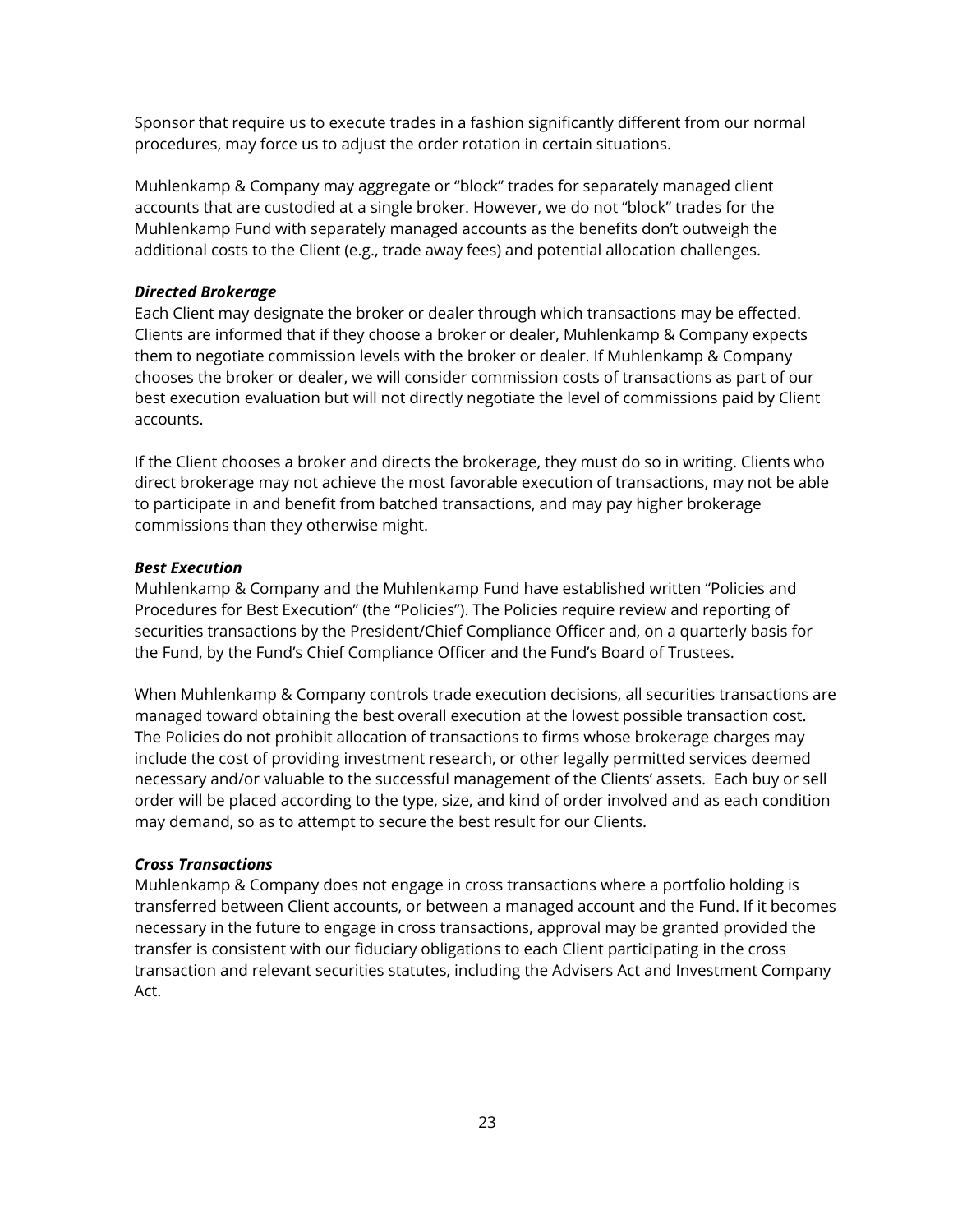Sponsor that require us to execute trades in a fashion significantly different from our normal procedures, may force us to adjust the order rotation in certain situations.

Muhlenkamp & Company may aggregate or "block" trades for separately managed client accounts that are custodied at a single broker. However, we do not "block" trades for the Muhlenkamp Fund with separately managed accounts as the benefits don't outweigh the additional costs to the Client (e.g., trade away fees) and potential allocation challenges.

***Directed Brokerage***

Each Client may designate the broker or dealer through which transactions may be effected. Clients are informed that if they choose a broker or dealer, Muhlenkamp & Company expects them to negotiate commission levels with the broker or dealer. If Muhlenkamp & Company chooses the broker or dealer, we will consider commission costs of transactions as part of our best execution evaluation but will not directly negotiate the level of commissions paid by Client accounts.

If the Client chooses a broker and directs the brokerage, they must do so in writing. Clients who direct brokerage may not achieve the most favorable execution of transactions, may not be able to participate in and benefit from batched transactions, and may pay higher brokerage commissions than they otherwise might.

***Best Execution***

Muhlenkamp & Company and the Muhlenkamp Fund have established written "Policies and Procedures for Best Execution" (the "Policies"). The Policies require review and reporting of securities transactions by the President/Chief Compliance Officer and, on a quarterly basis for the Fund, by the Fund's Chief Compliance Officer and the Fund's Board of Trustees.

When Muhlenkamp & Company controls trade execution decisions, all securities transactions are managed toward obtaining the best overall execution at the lowest possible transaction cost. The Policies do not prohibit allocation of transactions to firms whose brokerage charges may include the cost of providing investment research, or other legally permitted services deemed necessary and/or valuable to the successful management of the Clients' assets. Each buy or sell order will be placed according to the type, size, and kind of order involved and as each condition may demand, so as to attempt to secure the best result for our Clients.

***Cross Transactions***

Muhlenkamp & Company does not engage in cross transactions where a portfolio holding is transferred between Client accounts, or between a managed account and the Fund. If it becomes necessary in the future to engage in cross transactions, approval may be granted provided the transfer is consistent with our fiduciary obligations to each Client participating in the cross transaction and relevant securities statutes, including the Advisers Act and Investment Company Act.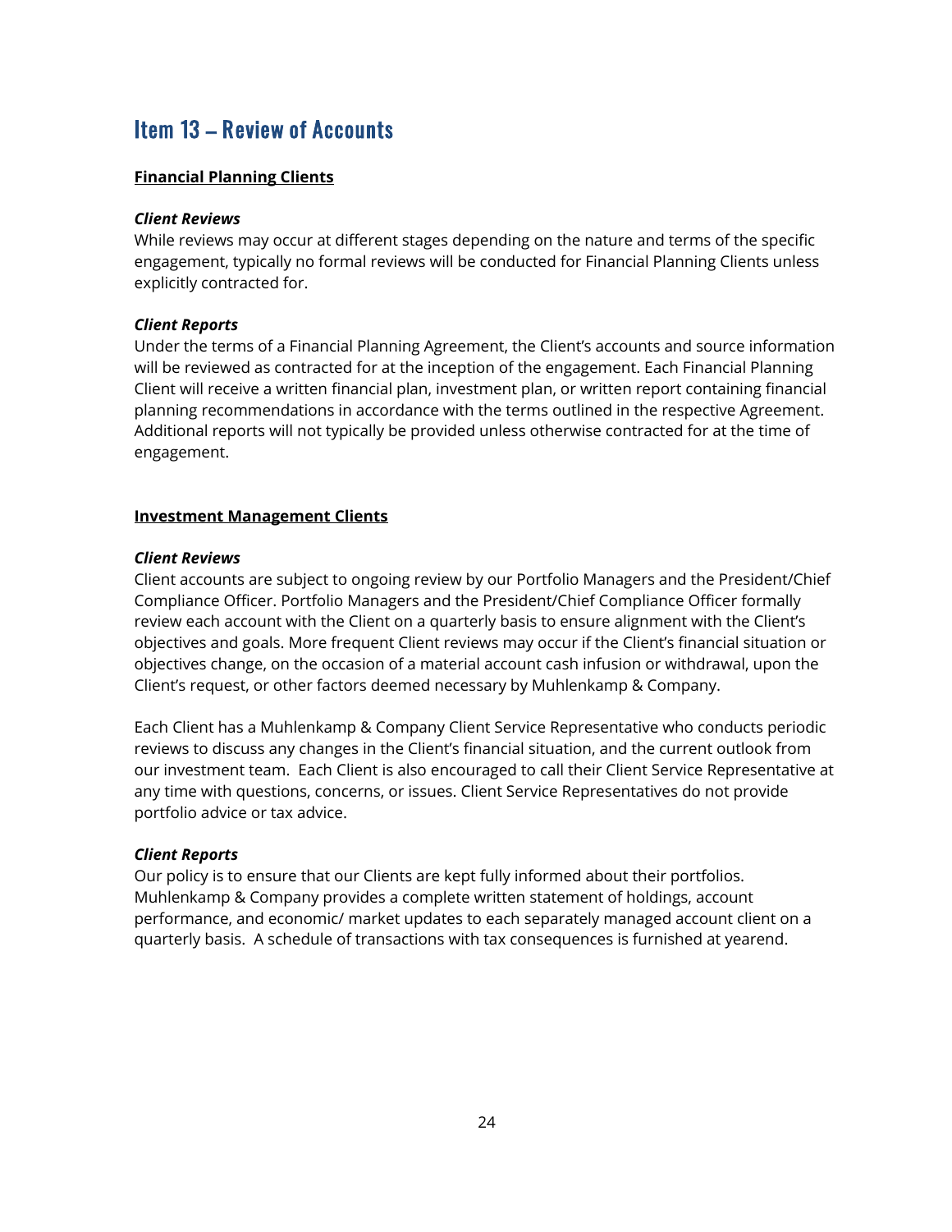# Item 13 – Review of Accounts

**Financial Planning Clients**

***Client Reviews***

While reviews may occur at different stages depending on the nature and terms of the specific engagement, typically no formal reviews will be conducted for Financial Planning Clients unless explicitly contracted for.

***Client Reports***

Under the terms of a Financial Planning Agreement, the Client's accounts and source information will be reviewed as contracted for at the inception of the engagement. Each Financial Planning Client will receive a written financial plan, investment plan, or written report containing financial planning recommendations in accordance with the terms outlined in the respective Agreement. Additional reports will not typically be provided unless otherwise contracted for at the time of engagement.

**Investment Management Clients**

***Client Reviews***

Client accounts are subject to ongoing review by our Portfolio Managers and the President/Chief Compliance Officer. Portfolio Managers and the President/Chief Compliance Officer formally review each account with the Client on a quarterly basis to ensure alignment with the Client's objectives and goals. More frequent Client reviews may occur if the Client's financial situation or objectives change, on the occasion of a material account cash infusion or withdrawal, upon the Client's request, or other factors deemed necessary by Muhlenkamp & Company.

Each Client has a Muhlenkamp & Company Client Service Representative who conducts periodic reviews to discuss any changes in the Client's financial situation, and the current outlook from our investment team. Each Client is also encouraged to call their Client Service Representative at any time with questions, concerns, or issues. Client Service Representatives do not provide portfolio advice or tax advice.

***Client Reports***

Our policy is to ensure that our Clients are kept fully informed about their portfolios. Muhlenkamp & Company provides a complete written statement of holdings, account performance, and economic/ market updates to each separately managed account client on a quarterly basis. A schedule of transactions with tax consequences is furnished at yearend.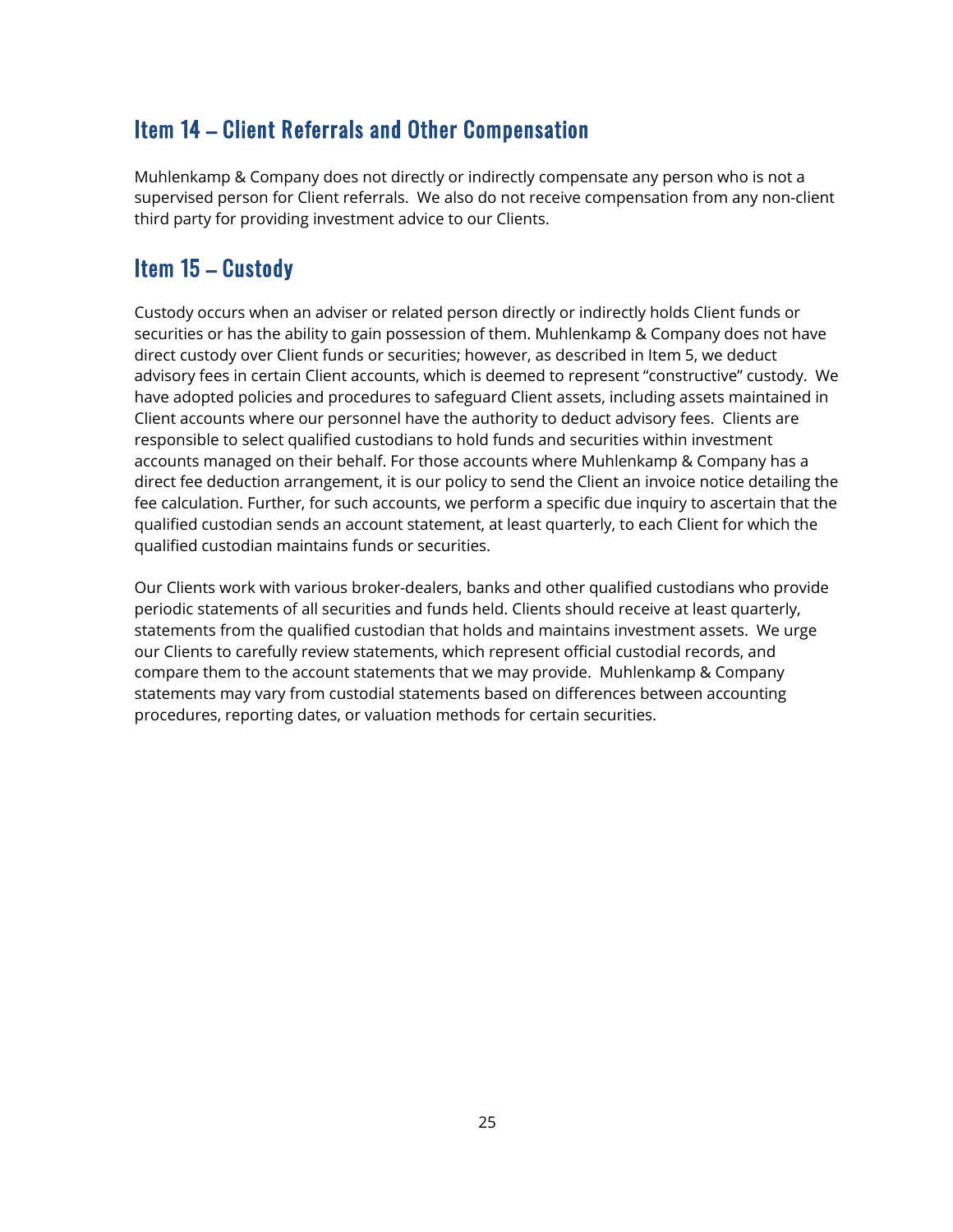## Item 14 – Client Referrals and Other Compensation

Muhlenkamp & Company does not directly or indirectly compensate any person who is not a supervised person for Client referrals. We also do not receive compensation from any non-client third party for providing investment advice to our Clients.

## Item 15 – Custody

Custody occurs when an adviser or related person directly or indirectly holds Client funds or securities or has the ability to gain possession of them. Muhlenkamp & Company does not have direct custody over Client funds or securities; however, as described in Item 5, we deduct advisory fees in certain Client accounts, which is deemed to represent "constructive" custody. We have adopted policies and procedures to safeguard Client assets, including assets maintained in Client accounts where our personnel have the authority to deduct advisory fees. Clients are responsible to select qualified custodians to hold funds and securities within investment accounts managed on their behalf. For those accounts where Muhlenkamp & Company has a direct fee deduction arrangement, it is our policy to send the Client an invoice notice detailing the fee calculation. Further, for such accounts, we perform a specific due inquiry to ascertain that the qualified custodian sends an account statement, at least quarterly, to each Client for which the qualified custodian maintains funds or securities.

Our Clients work with various broker-dealers, banks and other qualified custodians who provide periodic statements of all securities and funds held. Clients should receive at least quarterly, statements from the qualified custodian that holds and maintains investment assets. We urge our Clients to carefully review statements, which represent official custodial records, and compare them to the account statements that we may provide. Muhlenkamp & Company statements may vary from custodial statements based on differences between accounting procedures, reporting dates, or valuation methods for certain securities.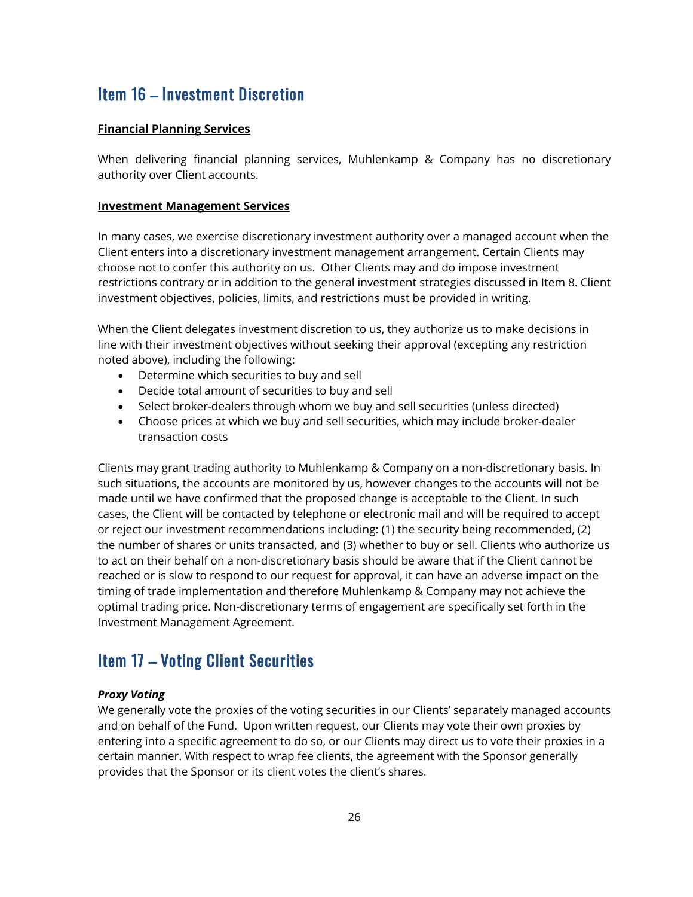## Item 16 – Investment Discretion

**Financial Planning Services**

When delivering financial planning services, Muhlenkamp & Company has no discretionary authority over Client accounts.

**Investment Management Services**

In many cases, we exercise discretionary investment authority over a managed account when the Client enters into a discretionary investment management arrangement. Certain Clients may choose not to confer this authority on us. Other Clients may and do impose investment restrictions contrary or in addition to the general investment strategies discussed in Item 8. Client investment objectives, policies, limits, and restrictions must be provided in writing.

When the Client delegates investment discretion to us, they authorize us to make decisions in line with their investment objectives without seeking their approval (excepting any restriction noted above), including the following:

- Determine which securities to buy and sell
- Decide total amount of securities to buy and sell
- Select broker-dealers through whom we buy and sell securities (unless directed)
- Choose prices at which we buy and sell securities, which may include broker-dealer transaction costs

Clients may grant trading authority to Muhlenkamp & Company on a non-discretionary basis. In such situations, the accounts are monitored by us, however changes to the accounts will not be made until we have confirmed that the proposed change is acceptable to the Client. In such cases, the Client will be contacted by telephone or electronic mail and will be required to accept or reject our investment recommendations including: (1) the security being recommended, (2) the number of shares or units transacted, and (3) whether to buy or sell. Clients who authorize us to act on their behalf on a non-discretionary basis should be aware that if the Client cannot be reached or is slow to respond to our request for approval, it can have an adverse impact on the timing of trade implementation and therefore Muhlenkamp & Company may not achieve the optimal trading price. Non-discretionary terms of engagement are specifically set forth in the Investment Management Agreement.

## Item 17 – Voting Client Securities

***Proxy Voting***

We generally vote the proxies of the voting securities in our Clients' separately managed accounts and on behalf of the Fund. Upon written request, our Clients may vote their own proxies by entering into a specific agreement to do so, or our Clients may direct us to vote their proxies in a certain manner. With respect to wrap fee clients, the agreement with the Sponsor generally provides that the Sponsor or its client votes the client's shares.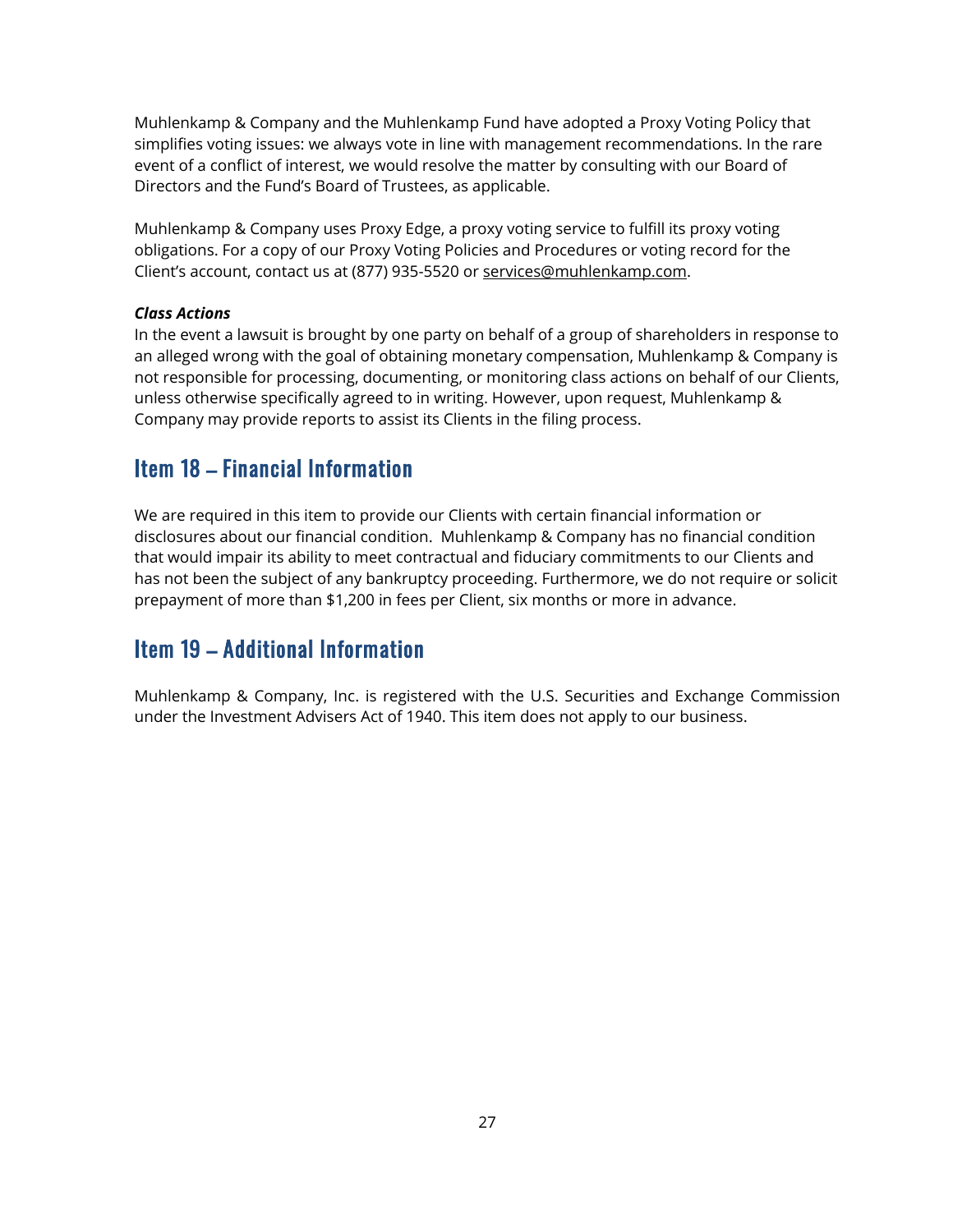Muhlenkamp & Company and the Muhlenkamp Fund have adopted a Proxy Voting Policy that simplifies voting issues: we always vote in line with management recommendations. In the rare event of a conflict of interest, we would resolve the matter by consulting with our Board of Directors and the Fund's Board of Trustees, as applicable.

Muhlenkamp & Company uses Proxy Edge, a proxy voting service to fulfill its proxy voting obligations. For a copy of our Proxy Voting Policies and Procedures or voting record for the Client's account, contact us at (877) 935-5520 or services@muhlenkamp.com.

***Class Actions***

In the event a lawsuit is brought by one party on behalf of a group of shareholders in response to an alleged wrong with the goal of obtaining monetary compensation, Muhlenkamp & Company is not responsible for processing, documenting, or monitoring class actions on behalf of our Clients, unless otherwise specifically agreed to in writing. However, upon request, Muhlenkamp & Company may provide reports to assist its Clients in the filing process.

## Item 18 – Financial Information

We are required in this item to provide our Clients with certain financial information or disclosures about our financial condition. Muhlenkamp & Company has no financial condition that would impair its ability to meet contractual and fiduciary commitments to our Clients and has not been the subject of any bankruptcy proceeding. Furthermore, we do not require or solicit prepayment of more than $1,200 in fees per Client, six months or more in advance.

## Item 19 – Additional Information

Muhlenkamp & Company, Inc. is registered with the U.S. Securities and Exchange Commission under the Investment Advisers Act of 1940. This item does not apply to our business.